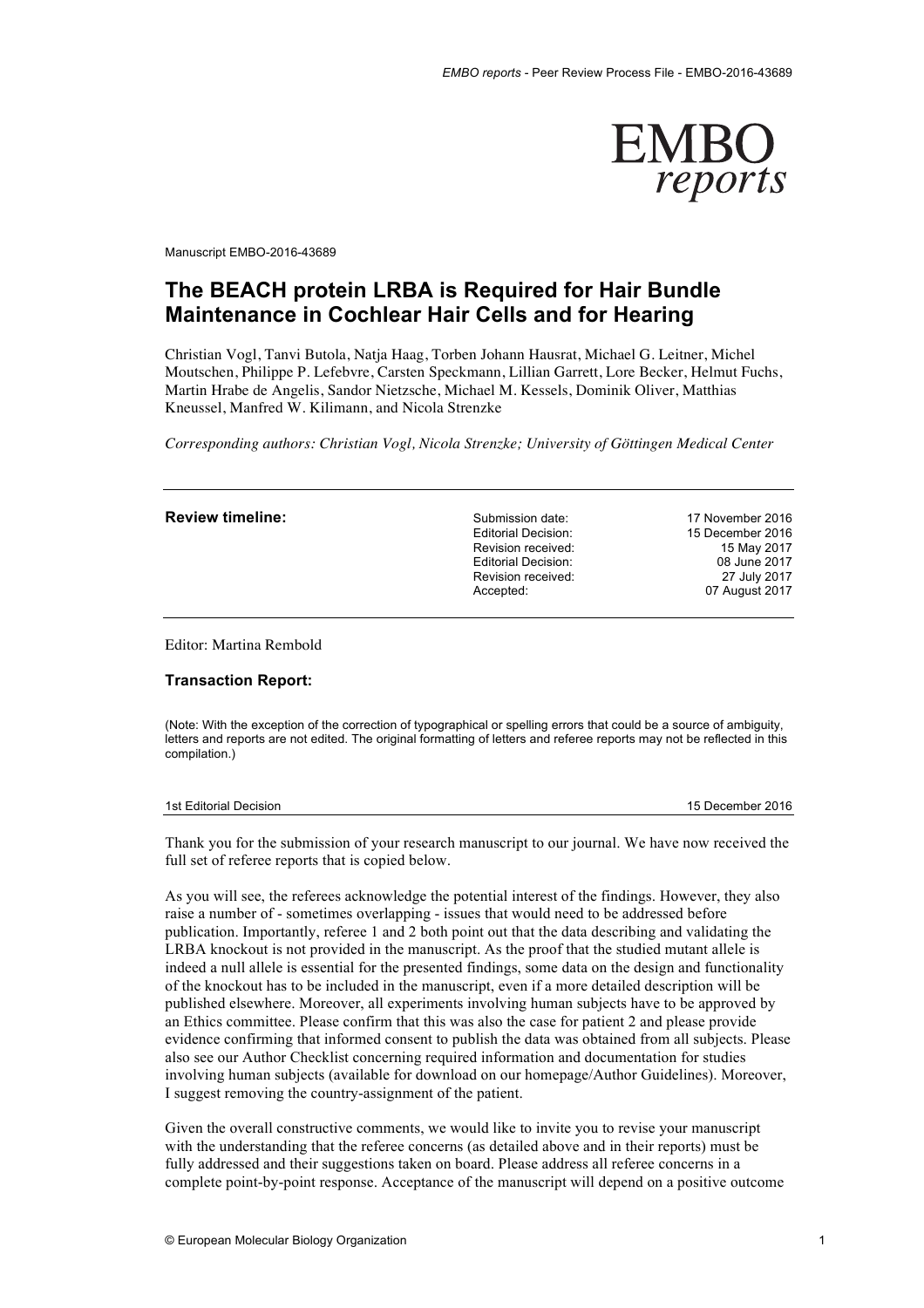EMBO reports

Manuscript EMBO-2016-43689

# The BEACH protein LRBA is Required for Hair Bundle Maintenance in Cochlear Hair Cells and for Hearing

Christian Vogl, Tanvi Butola, Natja Haag, Torben Johann Hausrat, Michael G. Leitner, Michel Moutschen, Philippe P. Lefebvre, Carsten Speckmann, Lillian Garrett, Lore Becker, Helmut Fuchs, Martin Hrabe de Angelis, Sandor Nietzsche, Michael M. Kessels, Dominik Oliver, Matthias Kneussel, Manfred W. Kilimann, and Nicola Strenzke

*Corresponding authors: Christian Vogl, Nicola Strenzke; University of Göttingen Medical Center*

**Review timeline:**

| | |
|---|---|
| Submission date: | 17 November 2016 |
| Editorial Decision: | 15 December 2016 |
| Revision received: | 15 May 2017 |
| Editorial Decision: | 08 June 2017 |
| Revision received: | 27 July 2017 |
| Accepted: | 07 August 2017 |

Editor: Martina Rembold

**Transaction Report:**

(Note: With the exception of the correction of typographical or spelling errors that could be a source of ambiguity, letters and referee reports are not edited. The original formatting of letters and referee reports may not be reflected in this compilation.)

1st Editorial Decision 15 December 2016

Thank you for the submission of your research manuscript to our journal. We have now received the full set of referee reports that is copied below.

As you will see, the referees acknowledge the potential interest of the findings. However, they also raise a number of - sometimes overlapping - issues that would need to be addressed before publication. Importantly, referee 1 and 2 both point out that the data describing and validating the LRBA knockout is not provided in the manuscript. As the proof that the studied mutant allele is indeed a null allele is essential for the presented findings, some data on the design and functionality of the knockout has to be included in the manuscript, even if a more detailed description will be published elsewhere. Moreover, all experiments involving human subjects have to be approved by an Ethics committee. Please confirm that this was also the case for patient 2 and please provide evidence confirming that informed consent to publish the data was obtained from all subjects. Please also see our Author Checklist concerning required information and documentation for studies involving human subjects (available for download on our homepage/Author Guidelines). Moreover, I suggest removing the country-assignment of the patient.

Given the overall constructive comments, we would like to invite you to revise your manuscript with the understanding that the referee concerns (as detailed above and in their reports) must be fully addressed and their suggestions taken on board. Please address all referee concerns in a complete point-by-point response. Acceptance of the manuscript will depend on a positive outcome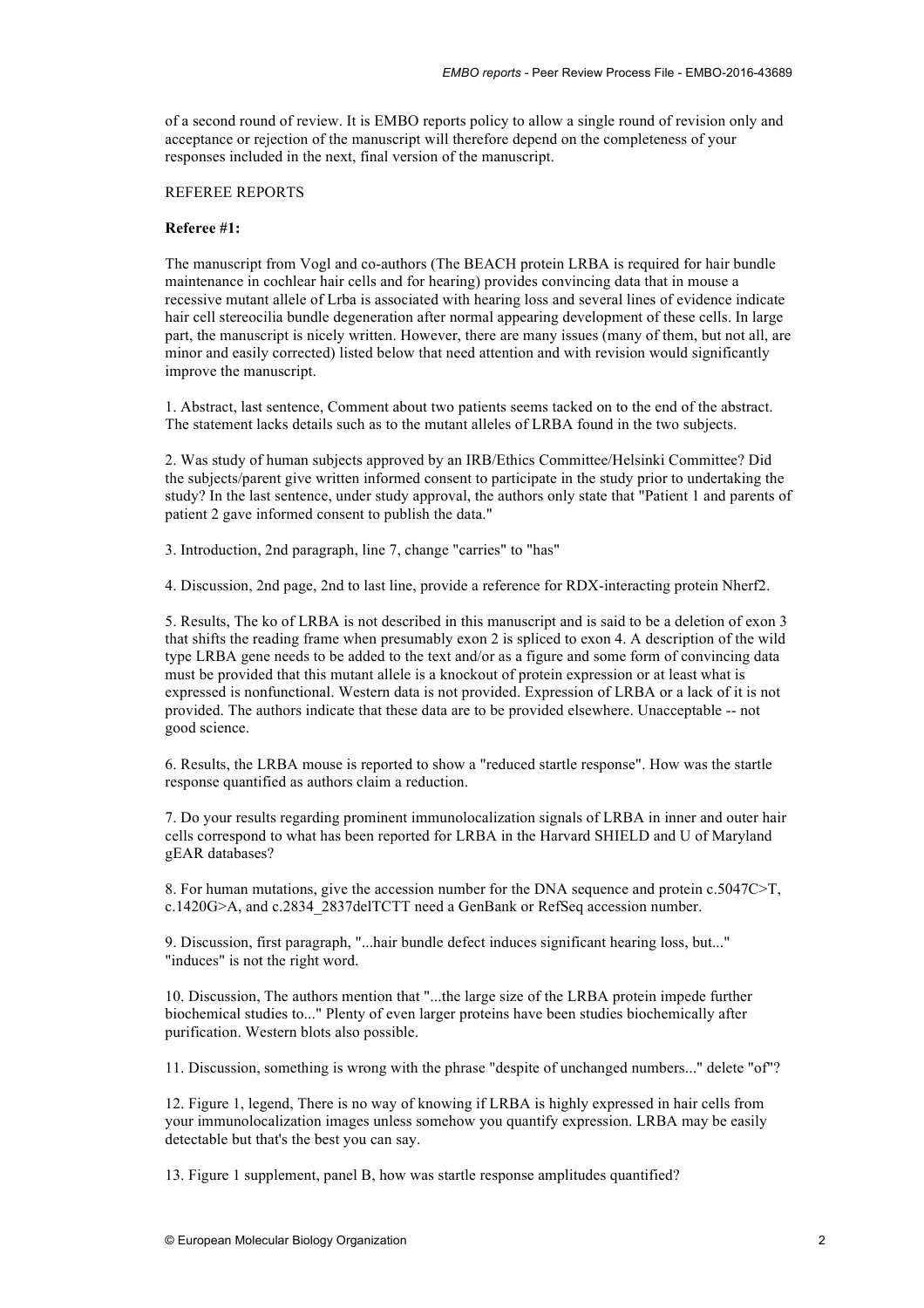of a second round of review. It is EMBO reports policy to allow a single round of revision only and acceptance or rejection of the manuscript will therefore depend on the completeness of your responses included in the next, final version of the manuscript.

REFEREE REPORTS

**Referee #1:**

The manuscript from Vogl and co-authors (The BEACH protein LRBA is required for hair bundle maintenance in cochlear hair cells and for hearing) provides convincing data that in mouse a recessive mutant allele of Lrba is associated with hearing loss and several lines of evidence indicate hair cell stereocilia bundle degeneration after normal appearing development of these cells. In large part, the manuscript is nicely written. However, there are many issues (many of them, but not all, are minor and easily corrected) listed below that need attention and with revision would significantly improve the manuscript.

1. Abstract, last sentence, Comment about two patients seems tacked on to the end of the abstract. The statement lacks details such as to the mutant alleles of LRBA found in the two subjects.

2. Was study of human subjects approved by an IRB/Ethics Committee/Helsinki Committee? Did the subjects/parent give written informed consent to participate in the study prior to undertaking the study? In the last sentence, under study approval, the authors only state that "Patient 1 and parents of patient 2 gave informed consent to publish the data."

3. Introduction, 2nd paragraph, line 7, change "carries" to "has"

4. Discussion, 2nd page, 2nd to last line, provide a reference for RDX-interacting protein Nherf2.

5. Results, The ko of LRBA is not described in this manuscript and is said to be a deletion of exon 3 that shifts the reading frame when presumably exon 2 is spliced to exon 4. A description of the wild type LRBA gene needs to be added to the text and/or as a figure and some form of convincing data must be provided that this mutant allele is a knockout of protein expression or at least what is expressed is nonfunctional. Western data is not provided. Expression of LRBA or a lack of it is not provided. The authors indicate that these data are to be provided elsewhere. Unacceptable -- not good science.

6. Results, the LRBA mouse is reported to show a "reduced startle response". How was the startle response quantified as authors claim a reduction.

7. Do your results regarding prominent immunolocalization signals of LRBA in inner and outer hair cells correspond to what has been reported for LRBA in the Harvard SHIELD and U of Maryland gEAR databases?

8. For human mutations, give the accession number for the DNA sequence and protein c.5047C>T, c.1420G>A, and c.2834_2837delTCTT need a GenBank or RefSeq accession number.

9. Discussion, first paragraph, "...hair bundle defect induces significant hearing loss, but..." "induces" is not the right word.

10. Discussion, The authors mention that "...the large size of the LRBA protein impede further biochemical studies to..." Plenty of even larger proteins have been studies biochemically after purification. Western blots also possible.

11. Discussion, something is wrong with the phrase "despite of unchanged numbers..." delete "of"?

12. Figure 1, legend, There is no way of knowing if LRBA is highly expressed in hair cells from your immunolocalization images unless somehow you quantify expression. LRBA may be easily detectable but that's the best you can say.

13. Figure 1 supplement, panel B, how was startle response amplitudes quantified?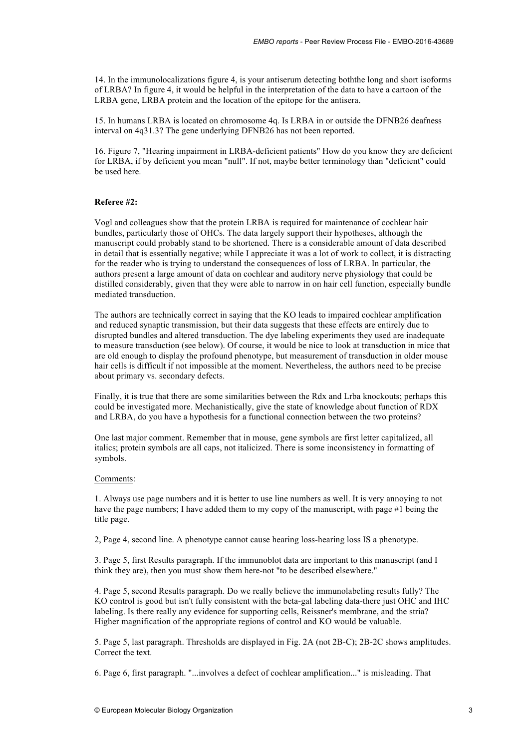14. In the immunolocalizations figure 4, is your antiserum detecting boththe long and short isoforms of LRBA? In figure 4, it would be helpful in the interpretation of the data to have a cartoon of the LRBA gene, LRBA protein and the location of the epitope for the antisera.

15. In humans LRBA is located on chromosome 4q. Is LRBA in or outside the DFNB26 deafness interval on 4q31.3? The gene underlying DFNB26 has not been reported.

16. Figure 7, "Hearing impairment in LRBA-deficient patients" How do you know they are deficient for LRBA, if by deficient you mean "null". If not, maybe better terminology than "deficient" could be used here.

**Referee #2:**

Vogl and colleagues show that the protein LRBA is required for maintenance of cochlear hair bundles, particularly those of OHCs. The data largely support their hypotheses, although the manuscript could probably stand to be shortened. There is a considerable amount of data described in detail that is essentially negative; while I appreciate it was a lot of work to collect, it is distracting for the reader who is trying to understand the consequences of loss of LRBA. In particular, the authors present a large amount of data on cochlear and auditory nerve physiology that could be distilled considerably, given that they were able to narrow in on hair cell function, especially bundle mediated transduction.

The authors are technically correct in saying that the KO leads to impaired cochlear amplification and reduced synaptic transmission, but their data suggests that these effects are entirely due to disrupted bundles and altered transduction. The dye labeling experiments they used are inadequate to measure transduction (see below). Of course, it would be nice to look at transduction in mice that are old enough to display the profound phenotype, but measurement of transduction in older mouse hair cells is difficult if not impossible at the moment. Nevertheless, the authors need to be precise about primary vs. secondary defects.

Finally, it is true that there are some similarities between the Rdx and Lrba knockouts; perhaps this could be investigated more. Mechanistically, give the state of knowledge about function of RDX and LRBA, do you have a hypothesis for a functional connection between the two proteins?

One last major comment. Remember that in mouse, gene symbols are first letter capitalized, all italics; protein symbols are all caps, not italicized. There is some inconsistency in formatting of symbols.

Comments:

1. Always use page numbers and it is better to use line numbers as well. It is very annoying to not have the page numbers; I have added them to my copy of the manuscript, with page #1 being the title page.

2, Page 4, second line. A phenotype cannot cause hearing loss-hearing loss IS a phenotype.

3. Page 5, first Results paragraph. If the immunoblot data are important to this manuscript (and I think they are), then you must show them here-not "to be described elsewhere."

4. Page 5, second Results paragraph. Do we really believe the immunolabeling results fully? The KO control is good but isn't fully consistent with the beta-gal labeling data-there just OHC and IHC labeling. Is there really any evidence for supporting cells, Reissner's membrane, and the stria? Higher magnification of the appropriate regions of control and KO would be valuable.

5. Page 5, last paragraph. Thresholds are displayed in Fig. 2A (not 2B-C); 2B-2C shows amplitudes. Correct the text.

6. Page 6, first paragraph. "...involves a defect of cochlear amplification..." is misleading. That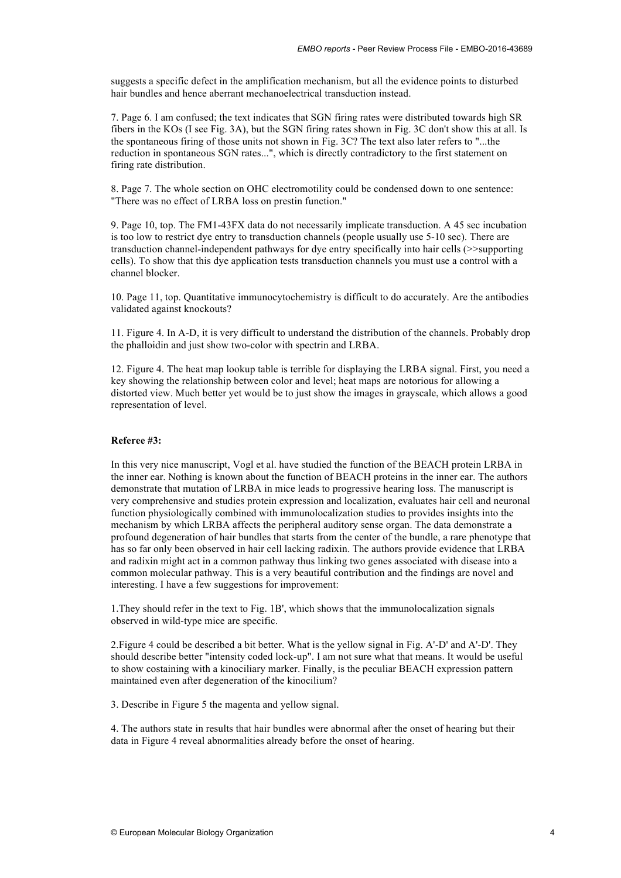suggests a specific defect in the amplification mechanism, but all the evidence points to disturbed hair bundles and hence aberrant mechanoelectrical transduction instead.

7. Page 6. I am confused; the text indicates that SGN firing rates were distributed towards high SR fibers in the KOs (I see Fig. 3A), but the SGN firing rates shown in Fig. 3C don't show this at all. Is the spontaneous firing of those units not shown in Fig. 3C? The text also later refers to "...the reduction in spontaneous SGN rates...", which is directly contradictory to the first statement on firing rate distribution.

8. Page 7. The whole section on OHC electromotility could be condensed down to one sentence: "There was no effect of LRBA loss on prestin function."

9. Page 10, top. The FM1-43FX data do not necessarily implicate transduction. A 45 sec incubation is too low to restrict dye entry to transduction channels (people usually use 5-10 sec). There are transduction channel-independent pathways for dye entry specifically into hair cells (>>supporting cells). To show that this dye application tests transduction channels you must use a control with a channel blocker.

10. Page 11, top. Quantitative immunocytochemistry is difficult to do accurately. Are the antibodies validated against knockouts?

11. Figure 4. In A-D, it is very difficult to understand the distribution of the channels. Probably drop the phalloidin and just show two-color with spectrin and LRBA.

12. Figure 4. The heat map lookup table is terrible for displaying the LRBA signal. First, you need a key showing the relationship between color and level; heat maps are notorious for allowing a distorted view. Much better yet would be to just show the images in grayscale, which allows a good representation of level.

**Referee #3:**

In this very nice manuscript, Vogl et al. have studied the function of the BEACH protein LRBA in the inner ear. Nothing is known about the function of BEACH proteins in the inner ear. The authors demonstrate that mutation of LRBA in mice leads to progressive hearing loss. The manuscript is very comprehensive and studies protein expression and localization, evaluates hair cell and neuronal function physiologically combined with immunolocalization studies to provides insights into the mechanism by which LRBA affects the peripheral auditory sense organ. The data demonstrate a profound degeneration of hair bundles that starts from the center of the bundle, a rare phenotype that has so far only been observed in hair cell lacking radixin. The authors provide evidence that LRBA and radixin might act in a common pathway thus linking two genes associated with disease into a common molecular pathway. This is a very beautiful contribution and the findings are novel and interesting. I have a few suggestions for improvement:

1.They should refer in the text to Fig. 1B', which shows that the immunolocalization signals observed in wild-type mice are specific.

2.Figure 4 could be described a bit better. What is the yellow signal in Fig. A'-D' and A'-D'. They should describe better "intensity coded lock-up". I am not sure what that means. It would be useful to show costaining with a kinociliary marker. Finally, is the peculiar BEACH expression pattern maintained even after degeneration of the kinocilium?

3. Describe in Figure 5 the magenta and yellow signal.

4. The authors state in results that hair bundles were abnormal after the onset of hearing but their data in Figure 4 reveal abnormalities already before the onset of hearing.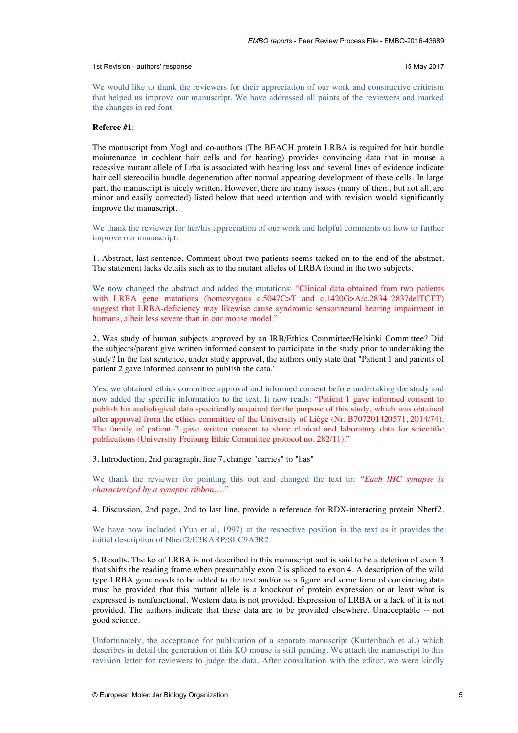1st Revision - authors' response    15 May 2017

We would like to thank the reviewers for their appreciation of our work and constructive criticism that helped us improve our manuscript. We have addressed all points of the reviewers and marked the changes in red font.

**Referee #1**:

The manuscript from Vogl and co-authors (The BEACH protein LRBA is required for hair bundle maintenance in cochlear hair cells and for hearing) provides convincing data that in mouse a recessive mutant allele of Lrba is associated with hearing loss and several lines of evidence indicate hair cell stereocilia bundle degeneration after normal appearing development of these cells. In large part, the manuscript is nicely written. However, there are many issues (many of them, but not all, are minor and easily corrected) listed below that need attention and with revision would significantly improve the manuscript.

We thank the reviewer for her/his appreciation of our work and helpful comments on how to further improve our manuscript.

1. Abstract, last sentence, Comment about two patients seems tacked on to the end of the abstract. The statement lacks details such as to the mutant alleles of LRBA found in the two subjects.

We now changed the abstract and added the mutations: "Clinical data obtained from two patients with LRBA gene mutations (homozygous c.5047C>T and c.1420G>A/c.2834_2837delTCTT) suggest that LRBA-deficiency may likewise cause syndromic sensorineural hearing impairment in humans, albeit less severe than in our mouse model."

2. Was study of human subjects approved by an IRB/Ethics Committee/Helsinki Committee? Did the subjects/parent give written informed consent to participate in the study prior to undertaking the study? In the last sentence, under study approval, the authors only state that "Patient 1 and parents of patient 2 gave informed consent to publish the data."

Yes, we obtained ethics committee approval and informed consent before undertaking the study and now added the specific information to the text. It now reads: "Patient 1 gave informed consent to publish his audiological data specifically acquired for the purpose of this study, which was obtained after approval from the ethics committee of the University of Liège (Nr. B707201420571, 2014/74). The family of patient 2 gave written consent to share clinical and laboratory data for scientific publications (University Freiburg Ethic Committee protocol no. 282/11)."

3. Introduction, 2nd paragraph, line 7, change "carries" to "has"

We thank the reviewer for pointing this out and changed the text to: *"Each IHC synapse is characterized by a synaptic ribbon,…"*

4. Discussion, 2nd page, 2nd to last line, provide a reference for RDX-interacting protein Nherf2.

We have now included (Yun et al, 1997) at the respective position in the text as it provides the initial description of Nherf2/E3KARP/SLC9A3R2

5. Results, The ko of LRBA is not described in this manuscript and is said to be a deletion of exon 3 that shifts the reading frame when presumably exon 2 is spliced to exon 4. A description of the wild type LRBA gene needs to be added to the text and/or as a figure and some form of convincing data must be provided that this mutant allele is a knockout of protein expression or at least what is expressed is nonfunctional. Western data is not provided. Expression of LRBA or a lack of it is not provided. The authors indicate that these data are to be provided elsewhere. Unacceptable -- not good science.

Unfortunately, the acceptance for publication of a separate manuscript (Kurtenbach et al.) which describes in detail the generation of this KO mouse is still pending. We attach the manuscript to this revision letter for reviewers to judge the data. After consultation with the editor, we were kindly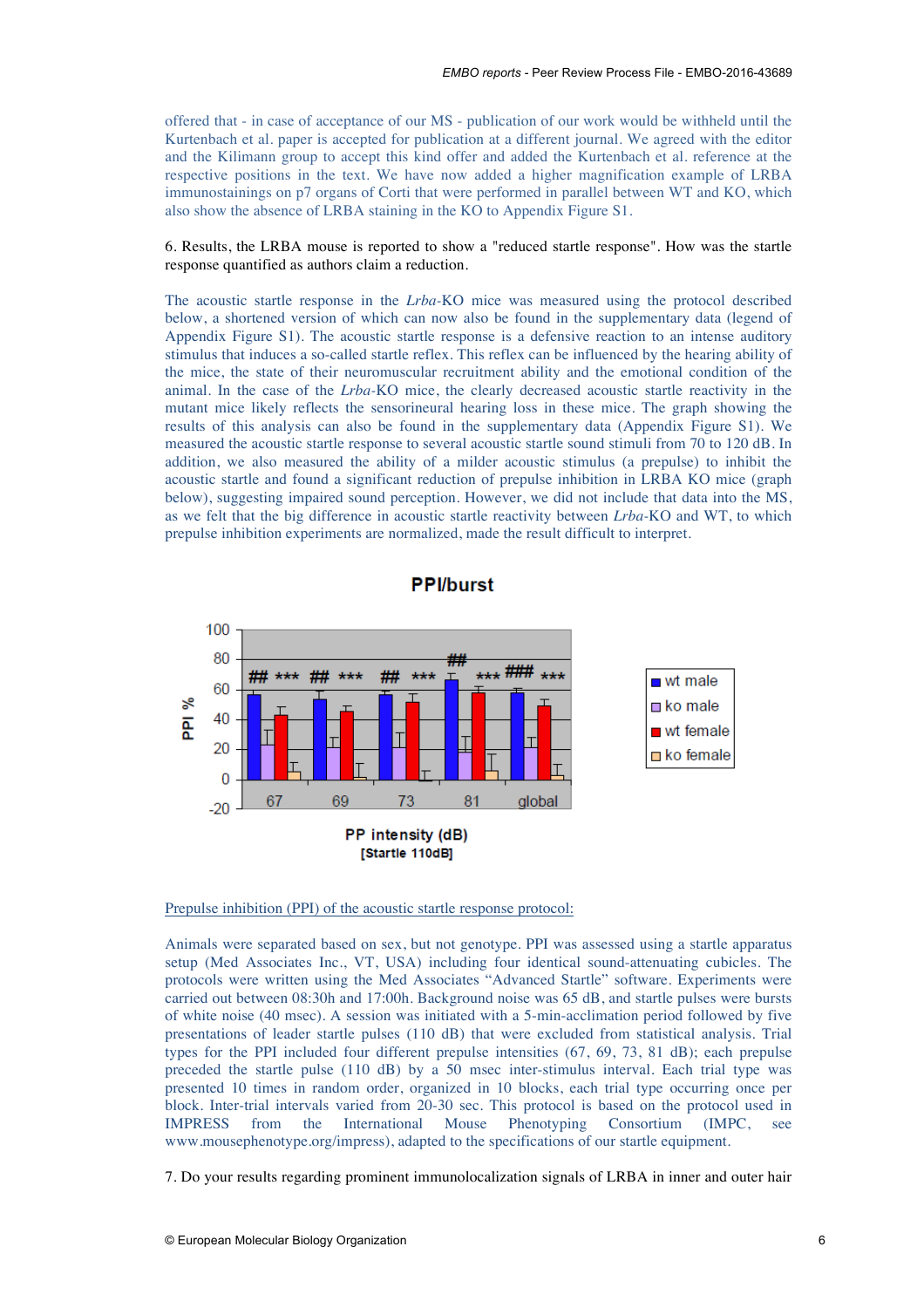offered that - in case of acceptance of our MS - publication of our work would be withheld until the Kurtenbach et al. paper is accepted for publication at a different journal. We agreed with the editor and the Kilimann group to accept this kind offer and added the Kurtenbach et al. reference at the respective positions in the text. We have now added a higher magnification example of LRBA immunostainings on p7 organs of Corti that were performed in parallel between WT and KO, which also show the absence of LRBA staining in the KO to Appendix Figure S1.

6. Results, the LRBA mouse is reported to show a "reduced startle response". How was the startle response quantified as authors claim a reduction.

The acoustic startle response in the *Lrba*-KO mice was measured using the protocol described below, a shortened version of which can now also be found in the supplementary data (legend of Appendix Figure S1). The acoustic startle response is a defensive reaction to an intense auditory stimulus that induces a so-called startle reflex. This reflex can be influenced by the hearing ability of the mice, the state of their neuromuscular recruitment ability and the emotional condition of the animal. In the case of the *Lrba*-KO mice, the clearly decreased acoustic startle reactivity in the mutant mice likely reflects the sensorineural hearing loss in these mice. The graph showing the results of this analysis can also be found in the supplementary data (Appendix Figure S1). We measured the acoustic startle response to several acoustic startle sound stimuli from 70 to 120 dB. In addition, we also measured the ability of a milder acoustic stimulus (a prepulse) to inhibit the acoustic startle and found a significant reduction of prepulse inhibition in LRBA KO mice (graph below), suggesting impaired sound perception. However, we did not include that data into the MS, as we felt that the big difference in acoustic startle reactivity between *Lrba*-KO and WT, to which prepulse inhibition experiments are normalized, made the result difficult to interpret.

**PPI/burst**

[Bar chart: PPI % (y-axis, -20 to 100) vs. PP intensity (dB) [Startle 110dB] (x-axis: 67, 69, 73, 81, global); legend: wt male, ko male, wt female, ko female; significance markers ## *** ## *** ## *** ## *** ### ***]

Prepulse inhibition (PPI) of the acoustic startle response protocol:

Animals were separated based on sex, but not genotype. PPI was assessed using a startle apparatus setup (Med Associates Inc., VT, USA) including four identical sound-attenuating cubicles. The protocols were written using the Med Associates "Advanced Startle" software. Experiments were carried out between 08:30h and 17:00h. Background noise was 65 dB, and startle pulses were bursts of white noise (40 msec). A session was initiated with a 5-min-acclimation period followed by five presentations of leader startle pulses (110 dB) that were excluded from statistical analysis. Trial types for the PPI included four different prepulse intensities (67, 69, 73, 81 dB); each prepulse preceded the startle pulse (110 dB) by a 50 msec inter-stimulus interval. Each trial type was presented 10 times in random order, organized in 10 blocks, each trial type occurring once per block. Inter-trial intervals varied from 20-30 sec. This protocol is based on the protocol used in IMPRESS from the International Mouse Phenotyping Consortium (IMPC, see www.mousephenotype.org/impress), adapted to the specifications of our startle equipment.

7. Do your results regarding prominent immunolocalization signals of LRBA in inner and outer hair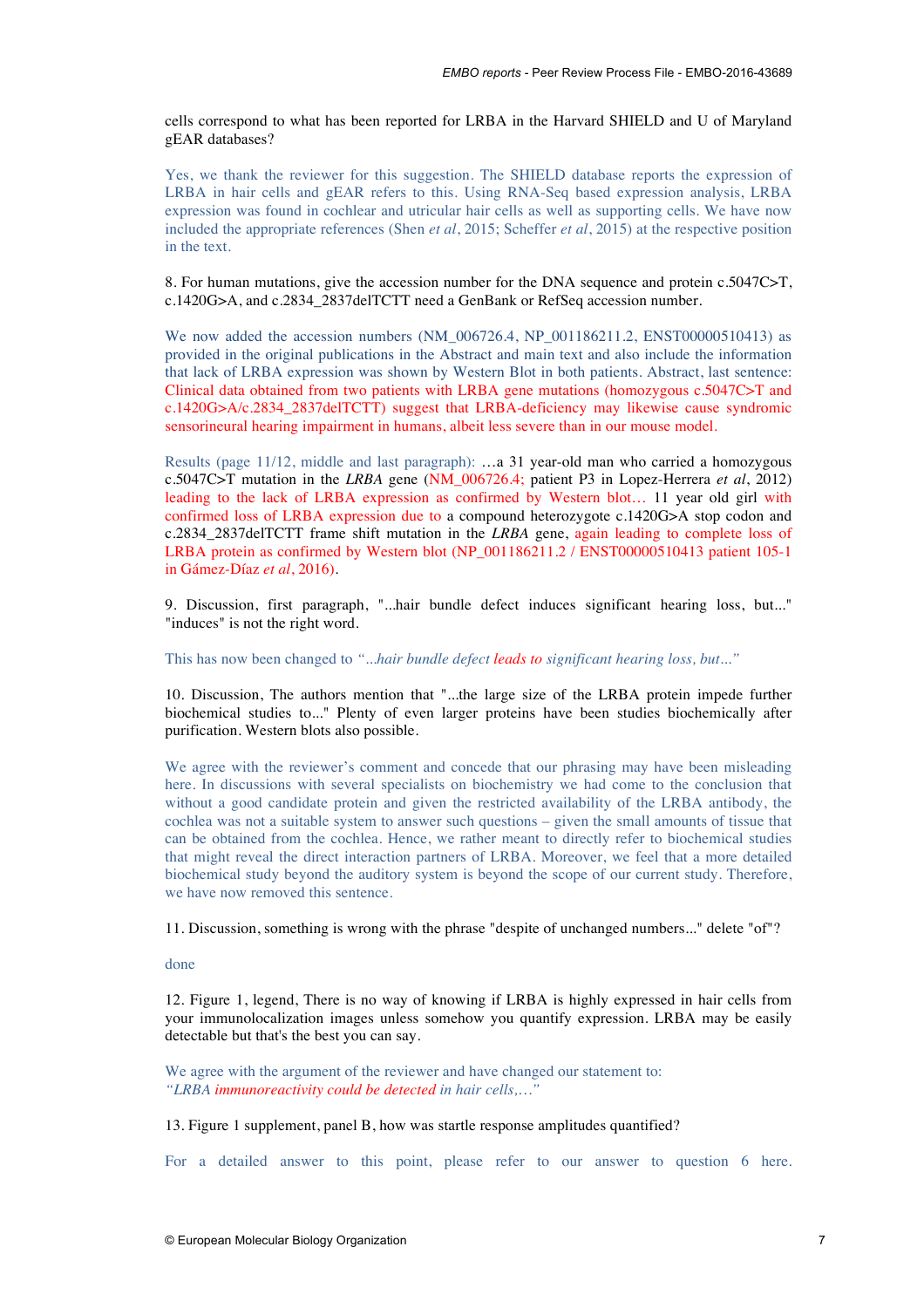cells correspond to what has been reported for LRBA in the Harvard SHIELD and U of Maryland gEAR databases?

Yes, we thank the reviewer for this suggestion. The SHIELD database reports the expression of LRBA in hair cells and gEAR refers to this. Using RNA-Seq based expression analysis, LRBA expression was found in cochlear and utricular hair cells as well as supporting cells. We have now included the appropriate references (Shen *et al*, 2015; Scheffer *et al*, 2015) at the respective position in the text.

8. For human mutations, give the accession number for the DNA sequence and protein c.5047C>T, c.1420G>A, and c.2834_2837delTCTT need a GenBank or RefSeq accession number.

We now added the accession numbers (NM_006726.4, NP_001186211.2, ENST00000510413) as provided in the original publications in the Abstract and main text and also include the information that lack of LRBA expression was shown by Western Blot in both patients. Abstract, last sentence: Clinical data obtained from two patients with LRBA gene mutations (homozygous c.5047C>T and c.1420G>A/c.2834_2837delTCTT) suggest that LRBA-deficiency may likewise cause syndromic sensorineural hearing impairment in humans, albeit less severe than in our mouse model.

Results (page 11/12, middle and last paragraph): …a 31 year-old man who carried a homozygous c.5047C>T mutation in the *LRBA* gene (NM_006726.4; patient P3 in Lopez-Herrera *et al*, 2012) leading to the lack of LRBA expression as confirmed by Western blot… 11 year old girl with confirmed loss of LRBA expression due to a compound heterozygote c.1420G>A stop codon and c.2834_2837delTCTT frame shift mutation in the *LRBA* gene, again leading to complete loss of LRBA protein as confirmed by Western blot (NP_001186211.2 / ENST00000510413 patient 105-1 in Gámez-Díaz *et al*, 2016).

9. Discussion, first paragraph, "...hair bundle defect induces significant hearing loss, but..." "induces" is not the right word.

This has now been changed to *"...hair bundle defect leads to significant hearing loss, but..."*

10. Discussion, The authors mention that "...the large size of the LRBA protein impede further biochemical studies to..." Plenty of even larger proteins have been studies biochemically after purification. Western blots also possible.

We agree with the reviewer's comment and concede that our phrasing may have been misleading here. In discussions with several specialists on biochemistry we had come to the conclusion that without a good candidate protein and given the restricted availability of the LRBA antibody, the cochlea was not a suitable system to answer such questions – given the small amounts of tissue that can be obtained from the cochlea. Hence, we rather meant to directly refer to biochemical studies that might reveal the direct interaction partners of LRBA. Moreover, we feel that a more detailed biochemical study beyond the auditory system is beyond the scope of our current study. Therefore, we have now removed this sentence.

11. Discussion, something is wrong with the phrase "despite of unchanged numbers..." delete "of"?

done

12. Figure 1, legend, There is no way of knowing if LRBA is highly expressed in hair cells from your immunolocalization images unless somehow you quantify expression. LRBA may be easily detectable but that's the best you can say.

We agree with the argument of the reviewer and have changed our statement to:
*"LRBA immunoreactivity could be detected in hair cells,…"*

13. Figure 1 supplement, panel B, how was startle response amplitudes quantified?

For a detailed answer to this point, please refer to our answer to question 6 here.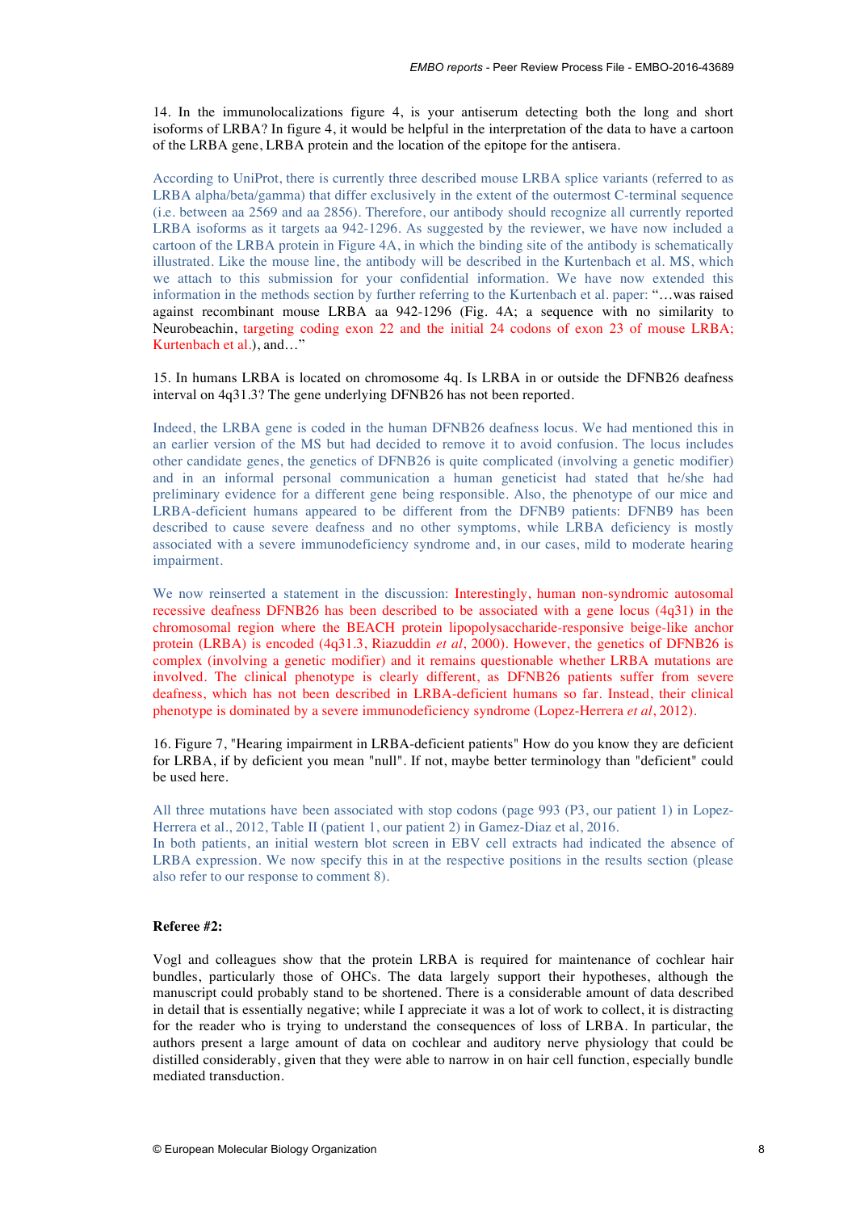14. In the immunolocalizations figure 4, is your antiserum detecting both the long and short isoforms of LRBA? In figure 4, it would be helpful in the interpretation of the data to have a cartoon of the LRBA gene, LRBA protein and the location of the epitope for the antisera.

According to UniProt, there is currently three described mouse LRBA splice variants (referred to as LRBA alpha/beta/gamma) that differ exclusively in the extent of the outermost C-terminal sequence (i.e. between aa 2569 and aa 2856). Therefore, our antibody should recognize all currently reported LRBA isoforms as it targets aa 942-1296. As suggested by the reviewer, we have now included a cartoon of the LRBA protein in Figure 4A, in which the binding site of the antibody is schematically illustrated. Like the mouse line, the antibody will be described in the Kurtenbach et al. MS, which we attach to this submission for your confidential information. We have now extended this information in the methods section by further referring to the Kurtenbach et al. paper: "…was raised against recombinant mouse LRBA aa 942-1296 (Fig. 4A; a sequence with no similarity to Neurobeachin, targeting coding exon 22 and the initial 24 codons of exon 23 of mouse LRBA; Kurtenbach et al.), and…"

15. In humans LRBA is located on chromosome 4q. Is LRBA in or outside the DFNB26 deafness interval on 4q31.3? The gene underlying DFNB26 has not been reported.

Indeed, the LRBA gene is coded in the human DFNB26 deafness locus. We had mentioned this in an earlier version of the MS but had decided to remove it to avoid confusion. The locus includes other candidate genes, the genetics of DFNB26 is quite complicated (involving a genetic modifier) and in an informal personal communication a human geneticist had stated that he/she had preliminary evidence for a different gene being responsible. Also, the phenotype of our mice and LRBA-deficient humans appeared to be different from the DFNB9 patients: DFNB9 has been described to cause severe deafness and no other symptoms, while LRBA deficiency is mostly associated with a severe immunodeficiency syndrome and, in our cases, mild to moderate hearing impairment.

We now reinserted a statement in the discussion: Interestingly, human non-syndromic autosomal recessive deafness DFNB26 has been described to be associated with a gene locus (4q31) in the chromosomal region where the BEACH protein lipopolysaccharide-responsive beige-like anchor protein (LRBA) is encoded (4q31.3, Riazuddin *et al*, 2000). However, the genetics of DFNB26 is complex (involving a genetic modifier) and it remains questionable whether LRBA mutations are involved. The clinical phenotype is clearly different, as DFNB26 patients suffer from severe deafness, which has not been described in LRBA-deficient humans so far. Instead, their clinical phenotype is dominated by a severe immunodeficiency syndrome (Lopez-Herrera *et al*, 2012).

16. Figure 7, "Hearing impairment in LRBA-deficient patients" How do you know they are deficient for LRBA, if by deficient you mean "null". If not, maybe better terminology than "deficient" could be used here.

All three mutations have been associated with stop codons (page 993 (P3, our patient 1) in Lopez-Herrera et al., 2012, Table II (patient 1, our patient 2) in Gamez-Diaz et al, 2016.
In both patients, an initial western blot screen in EBV cell extracts had indicated the absence of LRBA expression. We now specify this in at the respective positions in the results section (please also refer to our response to comment 8).

**Referee #2:**

Vogl and colleagues show that the protein LRBA is required for maintenance of cochlear hair bundles, particularly those of OHCs. The data largely support their hypotheses, although the manuscript could probably stand to be shortened. There is a considerable amount of data described in detail that is essentially negative; while I appreciate it was a lot of work to collect, it is distracting for the reader who is trying to understand the consequences of loss of LRBA. In particular, the authors present a large amount of data on cochlear and auditory nerve physiology that could be distilled considerably, given that they were able to narrow in on hair cell function, especially bundle mediated transduction.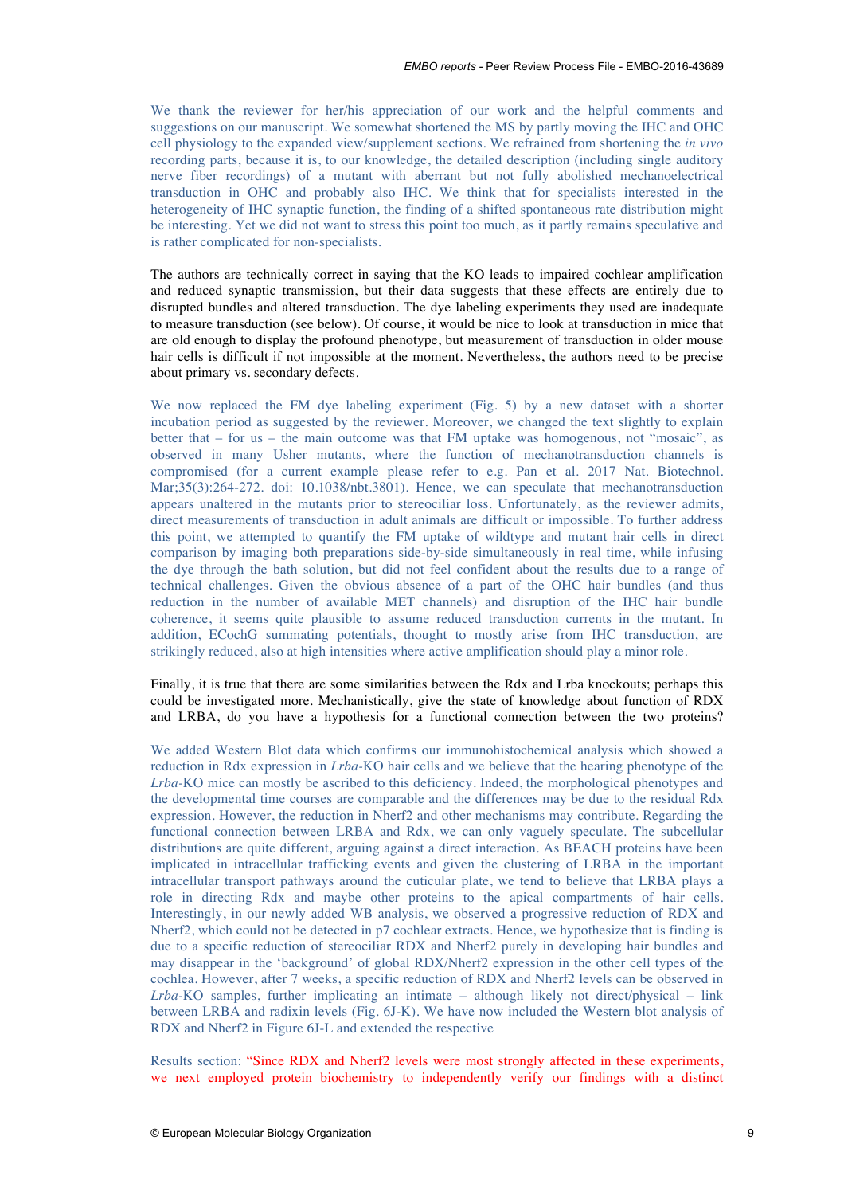We thank the reviewer for her/his appreciation of our work and the helpful comments and suggestions on our manuscript. We somewhat shortened the MS by partly moving the IHC and OHC cell physiology to the expanded view/supplement sections. We refrained from shortening the *in vivo* recording parts, because it is, to our knowledge, the detailed description (including single auditory nerve fiber recordings) of a mutant with aberrant but not fully abolished mechanoelectrical transduction in OHC and probably also IHC. We think that for specialists interested in the heterogeneity of IHC synaptic function, the finding of a shifted spontaneous rate distribution might be interesting. Yet we did not want to stress this point too much, as it partly remains speculative and is rather complicated for non-specialists.

The authors are technically correct in saying that the KO leads to impaired cochlear amplification and reduced synaptic transmission, but their data suggests that these effects are entirely due to disrupted bundles and altered transduction. The dye labeling experiments they used are inadequate to measure transduction (see below). Of course, it would be nice to look at transduction in mice that are old enough to display the profound phenotype, but measurement of transduction in older mouse hair cells is difficult if not impossible at the moment. Nevertheless, the authors need to be precise about primary vs. secondary defects.

We now replaced the FM dye labeling experiment (Fig. 5) by a new dataset with a shorter incubation period as suggested by the reviewer. Moreover, we changed the text slightly to explain better that – for us – the main outcome was that FM uptake was homogenous, not "mosaic", as observed in many Usher mutants, where the function of mechanotransduction channels is compromised (for a current example please refer to e.g. Pan et al. 2017 Nat. Biotechnol. Mar;35(3):264-272. doi: 10.1038/nbt.3801). Hence, we can speculate that mechanotransduction appears unaltered in the mutants prior to stereociliar loss. Unfortunately, as the reviewer admits, direct measurements of transduction in adult animals are difficult or impossible. To further address this point, we attempted to quantify the FM uptake of wildtype and mutant hair cells in direct comparison by imaging both preparations side-by-side simultaneously in real time, while infusing the dye through the bath solution, but did not feel confident about the results due to a range of technical challenges. Given the obvious absence of a part of the OHC hair bundles (and thus reduction in the number of available MET channels) and disruption of the IHC hair bundle coherence, it seems quite plausible to assume reduced transduction currents in the mutant. In addition, ECochG summating potentials, thought to mostly arise from IHC transduction, are strikingly reduced, also at high intensities where active amplification should play a minor role.

Finally, it is true that there are some similarities between the Rdx and Lrba knockouts; perhaps this could be investigated more. Mechanistically, give the state of knowledge about function of RDX and LRBA, do you have a hypothesis for a functional connection between the two proteins?

We added Western Blot data which confirms our immunohistochemical analysis which showed a reduction in Rdx expression in *Lrba*-KO hair cells and we believe that the hearing phenotype of the *Lrba*-KO mice can mostly be ascribed to this deficiency. Indeed, the morphological phenotypes and the developmental time courses are comparable and the differences may be due to the residual Rdx expression. However, the reduction in Nherf2 and other mechanisms may contribute. Regarding the functional connection between LRBA and Rdx, we can only vaguely speculate. The subcellular distributions are quite different, arguing against a direct interaction. As BEACH proteins have been implicated in intracellular trafficking events and given the clustering of LRBA in the important intracellular transport pathways around the cuticular plate, we tend to believe that LRBA plays a role in directing Rdx and maybe other proteins to the apical compartments of hair cells. Interestingly, in our newly added WB analysis, we observed a progressive reduction of RDX and Nherf2, which could not be detected in p7 cochlear extracts. Hence, we hypothesize that is finding is due to a specific reduction of stereociliar RDX and Nherf2 purely in developing hair bundles and may disappear in the 'background' of global RDX/Nherf2 expression in the other cell types of the cochlea. However, after 7 weeks, a specific reduction of RDX and Nherf2 levels can be observed in *Lrba*-KO samples, further implicating an intimate – although likely not direct/physical – link between LRBA and radixin levels (Fig. 6J-K). We have now included the Western blot analysis of RDX and Nherf2 in Figure 6J-L and extended the respective

Results section: "Since RDX and Nherf2 levels were most strongly affected in these experiments, we next employed protein biochemistry to independently verify our findings with a distinct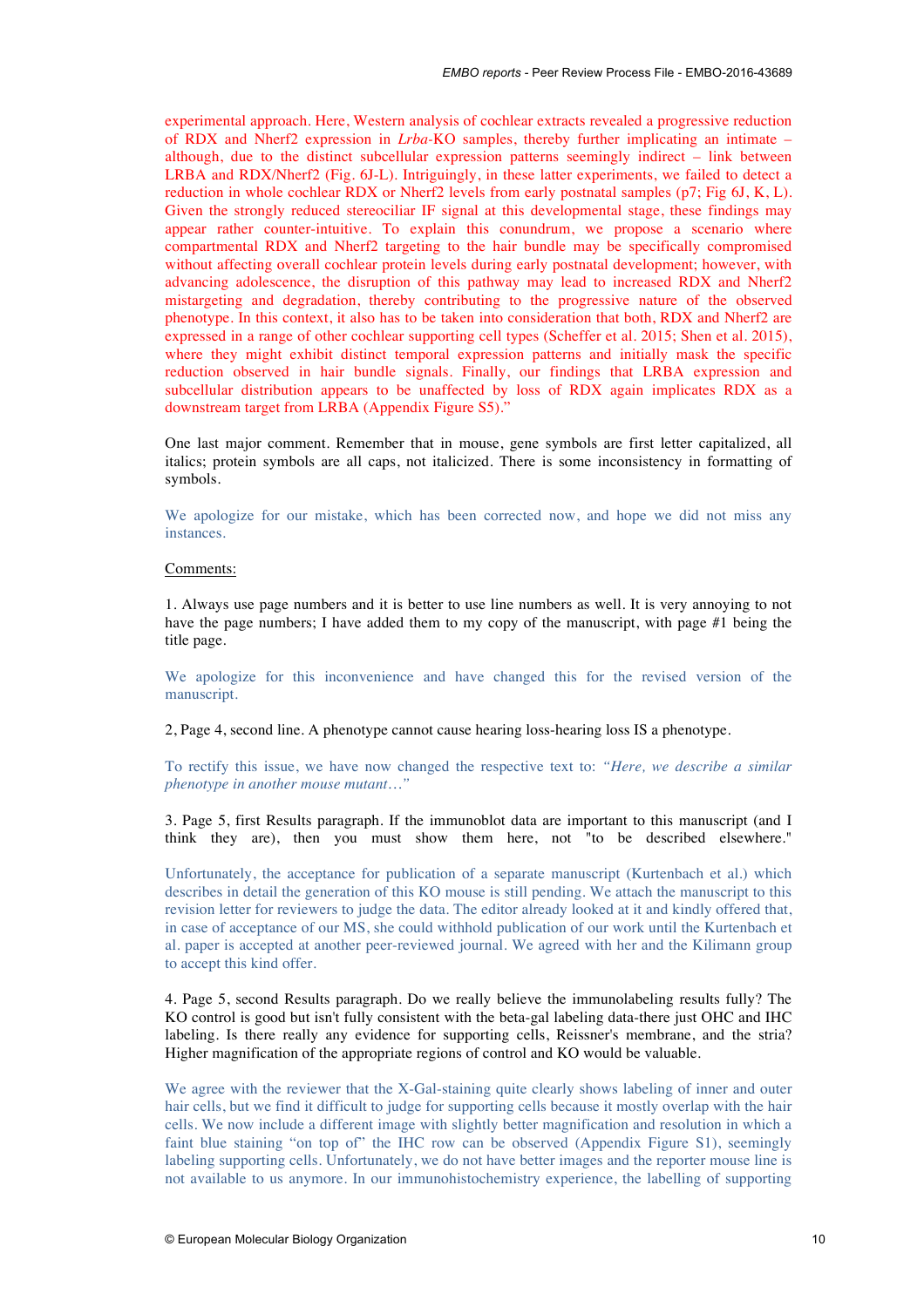experimental approach. Here, Western analysis of cochlear extracts revealed a progressive reduction of RDX and Nherf2 expression in *Lrba*-KO samples, thereby further implicating an intimate – although, due to the distinct subcellular expression patterns seemingly indirect – link between LRBA and RDX/Nherf2 (Fig. 6J-L). Intriguingly, in these latter experiments, we failed to detect a reduction in whole cochlear RDX or Nherf2 levels from early postnatal samples (p7; Fig 6J, K, L). Given the strongly reduced stereociliar IF signal at this developmental stage, these findings may appear rather counter-intuitive. To explain this conundrum, we propose a scenario where compartmental RDX and Nherf2 targeting to the hair bundle may be specifically compromised without affecting overall cochlear protein levels during early postnatal development; however, with advancing adolescence, the disruption of this pathway may lead to increased RDX and Nherf2 mistargeting and degradation, thereby contributing to the progressive nature of the observed phenotype. In this context, it also has to be taken into consideration that both, RDX and Nherf2 are expressed in a range of other cochlear supporting cell types (Scheffer et al. 2015; Shen et al. 2015), where they might exhibit distinct temporal expression patterns and initially mask the specific reduction observed in hair bundle signals. Finally, our findings that LRBA expression and subcellular distribution appears to be unaffected by loss of RDX again implicates RDX as a downstream target from LRBA (Appendix Figure S5)."

One last major comment. Remember that in mouse, gene symbols are first letter capitalized, all italics; protein symbols are all caps, not italicized. There is some inconsistency in formatting of symbols.

We apologize for our mistake, which has been corrected now, and hope we did not miss any instances.

Comments:

1. Always use page numbers and it is better to use line numbers as well. It is very annoying to not have the page numbers; I have added them to my copy of the manuscript, with page #1 being the title page.

We apologize for this inconvenience and have changed this for the revised version of the manuscript.

2, Page 4, second line. A phenotype cannot cause hearing loss-hearing loss IS a phenotype.

To rectify this issue, we have now changed the respective text to: *"Here, we describe a similar phenotype in another mouse mutant…"*

3. Page 5, first Results paragraph. If the immunoblot data are important to this manuscript (and I think they are), then you must show them here, not "to be described elsewhere."

Unfortunately, the acceptance for publication of a separate manuscript (Kurtenbach et al.) which describes in detail the generation of this KO mouse is still pending. We attach the manuscript to this revision letter for reviewers to judge the data. The editor already looked at it and kindly offered that, in case of acceptance of our MS, she could withhold publication of our work until the Kurtenbach et al. paper is accepted at another peer-reviewed journal. We agreed with her and the Kilimann group to accept this kind offer.

4. Page 5, second Results paragraph. Do we really believe the immunolabeling results fully? The KO control is good but isn't fully consistent with the beta-gal labeling data-there just OHC and IHC labeling. Is there really any evidence for supporting cells, Reissner's membrane, and the stria? Higher magnification of the appropriate regions of control and KO would be valuable.

We agree with the reviewer that the X-Gal-staining quite clearly shows labeling of inner and outer hair cells, but we find it difficult to judge for supporting cells because it mostly overlap with the hair cells. We now include a different image with slightly better magnification and resolution in which a faint blue staining "on top of" the IHC row can be observed (Appendix Figure S1), seemingly labeling supporting cells. Unfortunately, we do not have better images and the reporter mouse line is not available to us anymore. In our immunohistochemistry experience, the labelling of supporting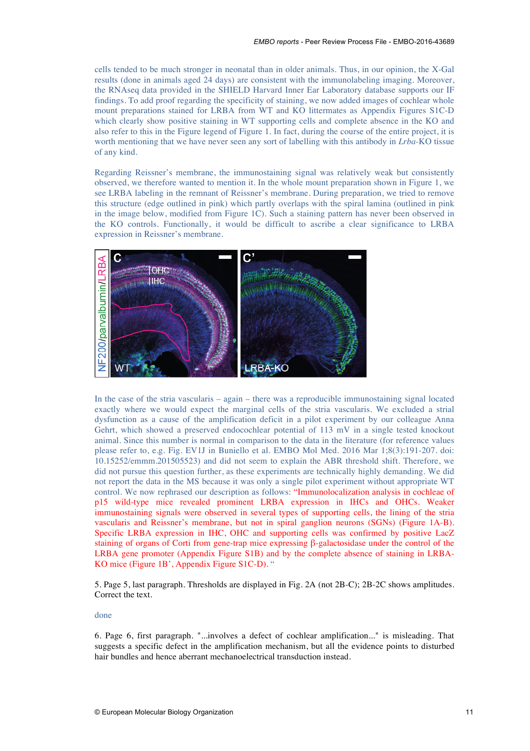cells tended to be much stronger in neonatal than in older animals. Thus, in our opinion, the X-Gal results (done in animals aged 24 days) are consistent with the immunolabeling imaging. Moreover, the RNAseq data provided in the SHIELD Harvard Inner Ear Laboratory database supports our IF findings. To add proof regarding the specificity of staining, we now added images of cochlear whole mount preparations stained for LRBA from WT and KO littermates as Appendix Figures S1C-D which clearly show positive staining in WT supporting cells and complete absence in the KO and also refer to this in the Figure legend of Figure 1. In fact, during the course of the entire project, it is worth mentioning that we have never seen any sort of labelling with this antibody in *Lrba*-KO tissue of any kind.

Regarding Reissner's membrane, the immunostaining signal was relatively weak but consistently observed, we therefore wanted to mention it. In the whole mount preparation shown in Figure 1, we see LRBA labeling in the remnant of Reissner's membrane. During preparation, we tried to remove this structure (edge outlined in pink) which partly overlaps with the spiral lamina (outlined in pink in the image below, modified from Figure 1C). Such a staining pattern has never been observed in the KO controls. Functionally, it would be difficult to ascribe a clear significance to LRBA expression in Reissner's membrane.

In the case of the stria vascularis – again – there was a reproducible immunostaining signal located exactly where we would expect the marginal cells of the stria vascularis. We excluded a strial dysfunction as a cause of the amplification deficit in a pilot experiment by our colleague Anna Gehrt, which showed a preserved endocochlear potential of 113 mV in a single tested knockout animal. Since this number is normal in comparison to the data in the literature (for reference values please refer to, e.g. Fig. EV1J in Buniello et al. EMBO Mol Med. 2016 Mar 1;8(3):191-207. doi: 10.15252/emmm.201505523) and did not seem to explain the ABR threshold shift. Therefore, we did not pursue this question further, as these experiments are technically highly demanding. We did not report the data in the MS because it was only a single pilot experiment without appropriate WT control. We now rephrased our description as follows: "Immunolocalization analysis in cochleae of p15 wild-type mice revealed prominent LRBA expression in IHCs and OHCs. Weaker immunostaining signals were observed in several types of supporting cells, the lining of the stria vascularis and Reissner's membrane, but not in spiral ganglion neurons (SGNs) (Figure 1A-B). Specific LRBA expression in IHC, OHC and supporting cells was confirmed by positive LacZ staining of organs of Corti from gene-trap mice expressing β-galactosidase under the control of the LRBA gene promoter (Appendix Figure S1B) and by the complete absence of staining in LRBA-KO mice (Figure 1B', Appendix Figure S1C-D). "

5. Page 5, last paragraph. Thresholds are displayed in Fig. 2A (not 2B-C); 2B-2C shows amplitudes. Correct the text.

done

6. Page 6, first paragraph. "...involves a defect of cochlear amplification..." is misleading. That suggests a specific defect in the amplification mechanism, but all the evidence points to disturbed hair bundles and hence aberrant mechanoelectrical transduction instead.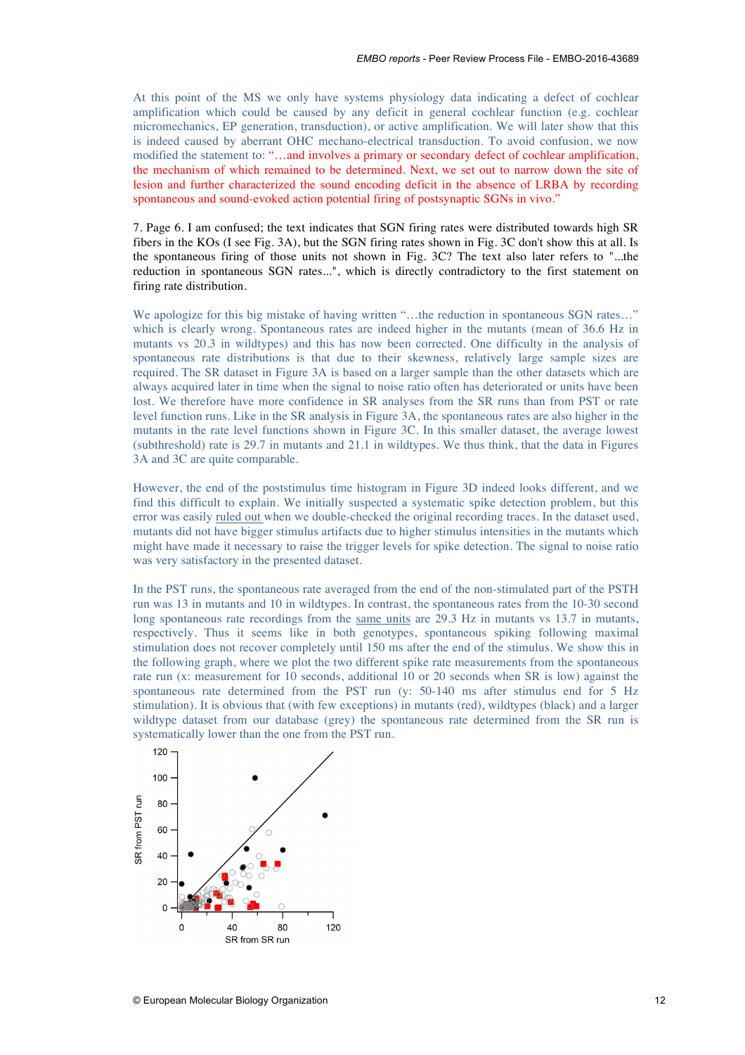At this point of the MS we only have systems physiology data indicating a defect of cochlear amplification which could be caused by any deficit in general cochlear function (e.g. cochlear micromechanics, EP generation, transduction), or active amplification. We will later show that this is indeed caused by aberrant OHC mechano-electrical transduction. To avoid confusion, we now modified the statement to: "…and involves a primary or secondary defect of cochlear amplification, the mechanism of which remained to be determined. Next, we set out to narrow down the site of lesion and further characterized the sound encoding deficit in the absence of LRBA by recording spontaneous and sound-evoked action potential firing of postsynaptic SGNs in vivo."

7. Page 6. I am confused; the text indicates that SGN firing rates were distributed towards high SR fibers in the KOs (I see Fig. 3A), but the SGN firing rates shown in Fig. 3C don't show this at all. Is the spontaneous firing of those units not shown in Fig. 3C? The text also later refers to "...the reduction in spontaneous SGN rates...", which is directly contradictory to the first statement on firing rate distribution.

We apologize for this big mistake of having written "…the reduction in spontaneous SGN rates…" which is clearly wrong. Spontaneous rates are indeed higher in the mutants (mean of 36.6 Hz in mutants vs 20.3 in wildtypes) and this has now been corrected. One difficulty in the analysis of spontaneous rate distributions is that due to their skewness, relatively large sample sizes are required. The SR dataset in Figure 3A is based on a larger sample than the other datasets which are always acquired later in time when the signal to noise ratio often has deteriorated or units have been lost. We therefore have more confidence in SR analyses from the SR runs than from PST or rate level function runs. Like in the SR analysis in Figure 3A, the spontaneous rates are also higher in the mutants in the rate level functions shown in Figure 3C. In this smaller dataset, the average lowest (subthreshold) rate is 29.7 in mutants and 21.1 in wildtypes. We thus think, that the data in Figures 3A and 3C are quite comparable.

However, the end of the poststimulus time histogram in Figure 3D indeed looks different, and we find this difficult to explain. We initially suspected a systematic spike detection problem, but this error was easily ruled out when we double-checked the original recording traces. In the dataset used, mutants did not have bigger stimulus artifacts due to higher stimulus intensities in the mutants which might have made it necessary to raise the trigger levels for spike detection. The signal to noise ratio was very satisfactory in the presented dataset.

In the PST runs, the spontaneous rate averaged from the end of the non-stimulated part of the PSTH run was 13 in mutants and 10 in wildtypes. In contrast, the spontaneous rates from the 10-30 second long spontaneous rate recordings from the same units are 29.3 Hz in mutants vs 13.7 in mutants, respectively. Thus it seems like in both genotypes, spontaneous spiking following maximal stimulation does not recover completely until 150 ms after the end of the stimulus. We show this in the following graph, where we plot the two different spike rate measurements from the spontaneous rate run (x: measurement for 10 seconds, additional 10 or 20 seconds when SR is low) against the spontaneous rate determined from the PST run (y: 50-140 ms after stimulus end for 5 Hz stimulation). It is obvious that (with few exceptions) in mutants (red), wildtypes (black) and a larger wildtype dataset from our database (grey) the spontaneous rate determined from the SR run is systematically lower than the one from the PST run.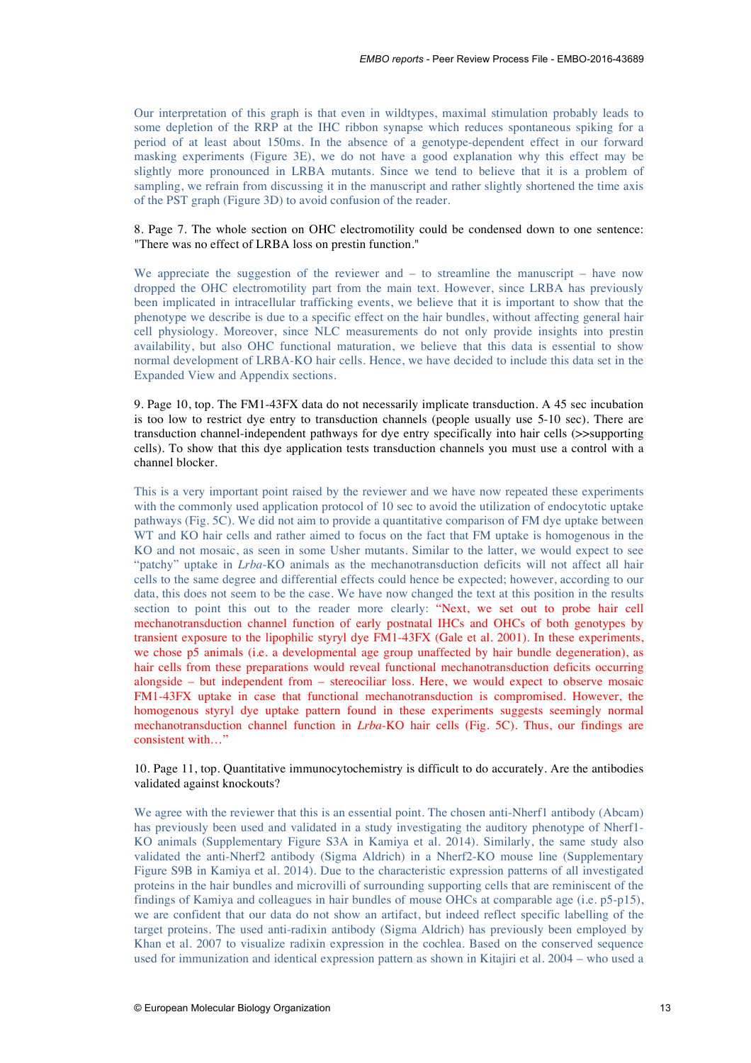Our interpretation of this graph is that even in wildtypes, maximal stimulation probably leads to some depletion of the RRP at the IHC ribbon synapse which reduces spontaneous spiking for a period of at least about 150ms. In the absence of a genotype-dependent effect in our forward masking experiments (Figure 3E), we do not have a good explanation why this effect may be slightly more pronounced in LRBA mutants. Since we tend to believe that it is a problem of sampling, we refrain from discussing it in the manuscript and rather slightly shortened the time axis of the PST graph (Figure 3D) to avoid confusion of the reader.

8. Page 7. The whole section on OHC electromotility could be condensed down to one sentence: "There was no effect of LRBA loss on prestin function."

We appreciate the suggestion of the reviewer and – to streamline the manuscript – have now dropped the OHC electromotility part from the main text. However, since LRBA has previously been implicated in intracellular trafficking events, we believe that it is important to show that the phenotype we describe is due to a specific effect on the hair bundles, without affecting general hair cell physiology. Moreover, since NLC measurements do not only provide insights into prestin availability, but also OHC functional maturation, we believe that this data is essential to show normal development of LRBA-KO hair cells. Hence, we have decided to include this data set in the Expanded View and Appendix sections.

9. Page 10, top. The FM1-43FX data do not necessarily implicate transduction. A 45 sec incubation is too low to restrict dye entry to transduction channels (people usually use 5-10 sec). There are transduction channel-independent pathways for dye entry specifically into hair cells (>>supporting cells). To show that this dye application tests transduction channels you must use a control with a channel blocker.

This is a very important point raised by the reviewer and we have now repeated these experiments with the commonly used application protocol of 10 sec to avoid the utilization of endocytotic uptake pathways (Fig. 5C). We did not aim to provide a quantitative comparison of FM dye uptake between WT and KO hair cells and rather aimed to focus on the fact that FM uptake is homogenous in the KO and not mosaic, as seen in some Usher mutants. Similar to the latter, we would expect to see "patchy" uptake in *Lrba*-KO animals as the mechanotransduction deficits will not affect all hair cells to the same degree and differential effects could hence be expected; however, according to our data, this does not seem to be the case. We have now changed the text at this position in the results section to point this out to the reader more clearly: "Next, we set out to probe hair cell mechanotransduction channel function of early postnatal IHCs and OHCs of both genotypes by transient exposure to the lipophilic styryl dye FM1-43FX (Gale et al. 2001). In these experiments, we chose p5 animals (i.e. a developmental age group unaffected by hair bundle degeneration), as hair cells from these preparations would reveal functional mechanotransduction deficits occurring alongside – but independent from – stereociliar loss. Here, we would expect to observe mosaic FM1-43FX uptake in case that functional mechanotransduction is compromised. However, the homogenous styryl dye uptake pattern found in these experiments suggests seemingly normal mechanotransduction channel function in *Lrba*-KO hair cells (Fig. 5C). Thus, our findings are consistent with…"

10. Page 11, top. Quantitative immunocytochemistry is difficult to do accurately. Are the antibodies validated against knockouts?

We agree with the reviewer that this is an essential point. The chosen anti-Nherf1 antibody (Abcam) has previously been used and validated in a study investigating the auditory phenotype of Nherf1-KO animals (Supplementary Figure S3A in Kamiya et al. 2014). Similarly, the same study also validated the anti-Nherf2 antibody (Sigma Aldrich) in a Nherf2-KO mouse line (Supplementary Figure S9B in Kamiya et al. 2014). Due to the characteristic expression patterns of all investigated proteins in the hair bundles and microvilli of surrounding supporting cells that are reminiscent of the findings of Kamiya and colleagues in hair bundles of mouse OHCs at comparable age (i.e. p5-p15), we are confident that our data do not show an artifact, but indeed reflect specific labelling of the target proteins. The used anti-radixin antibody (Sigma Aldrich) has previously been employed by Khan et al. 2007 to visualize radixin expression in the cochlea. Based on the conserved sequence used for immunization and identical expression pattern as shown in Kitajiri et al. 2004 – who used a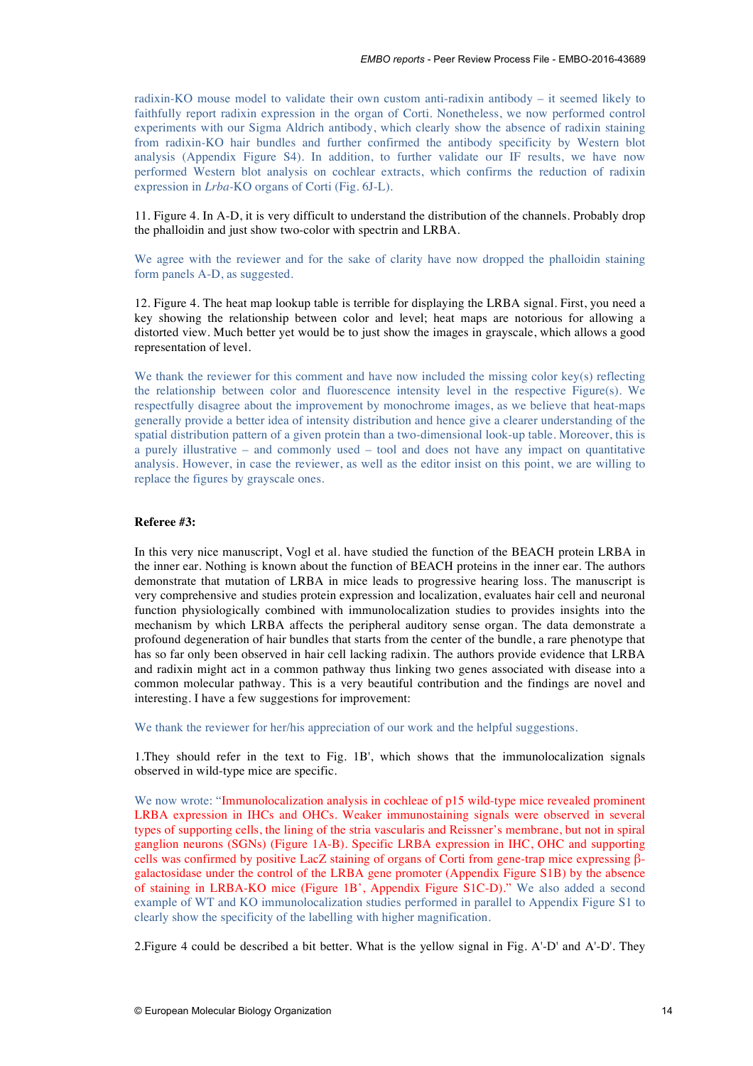radixin-KO mouse model to validate their own custom anti-radixin antibody – it seemed likely to faithfully report radixin expression in the organ of Corti. Nonetheless, we now performed control experiments with our Sigma Aldrich antibody, which clearly show the absence of radixin staining from radixin-KO hair bundles and further confirmed the antibody specificity by Western blot analysis (Appendix Figure S4). In addition, to further validate our IF results, we have now performed Western blot analysis on cochlear extracts, which confirms the reduction of radixin expression in *Lrba*-KO organs of Corti (Fig. 6J-L).

11. Figure 4. In A-D, it is very difficult to understand the distribution of the channels. Probably drop the phalloidin and just show two-color with spectrin and LRBA.

We agree with the reviewer and for the sake of clarity have now dropped the phalloidin staining form panels A-D, as suggested.

12. Figure 4. The heat map lookup table is terrible for displaying the LRBA signal. First, you need a key showing the relationship between color and level; heat maps are notorious for allowing a distorted view. Much better yet would be to just show the images in grayscale, which allows a good representation of level.

We thank the reviewer for this comment and have now included the missing color key(s) reflecting the relationship between color and fluorescence intensity level in the respective Figure(s). We respectfully disagree about the improvement by monochrome images, as we believe that heat-maps generally provide a better idea of intensity distribution and hence give a clearer understanding of the spatial distribution pattern of a given protein than a two-dimensional look-up table. Moreover, this is a purely illustrative – and commonly used – tool and does not have any impact on quantitative analysis. However, in case the reviewer, as well as the editor insist on this point, we are willing to replace the figures by grayscale ones.

**Referee #3:**

In this very nice manuscript, Vogl et al. have studied the function of the BEACH protein LRBA in the inner ear. Nothing is known about the function of BEACH proteins in the inner ear. The authors demonstrate that mutation of LRBA in mice leads to progressive hearing loss. The manuscript is very comprehensive and studies protein expression and localization, evaluates hair cell and neuronal function physiologically combined with immunolocalization studies to provides insights into the mechanism by which LRBA affects the peripheral auditory sense organ. The data demonstrate a profound degeneration of hair bundles that starts from the center of the bundle, a rare phenotype that has so far only been observed in hair cell lacking radixin. The authors provide evidence that LRBA and radixin might act in a common pathway thus linking two genes associated with disease into a common molecular pathway. This is a very beautiful contribution and the findings are novel and interesting. I have a few suggestions for improvement:

We thank the reviewer for her/his appreciation of our work and the helpful suggestions.

1.They should refer in the text to Fig. 1B', which shows that the immunolocalization signals observed in wild-type mice are specific.

We now wrote: "Immunolocalization analysis in cochleae of p15 wild-type mice revealed prominent LRBA expression in IHCs and OHCs. Weaker immunostaining signals were observed in several types of supporting cells, the lining of the stria vascularis and Reissner's membrane, but not in spiral ganglion neurons (SGNs) (Figure 1A-B). Specific LRBA expression in IHC, OHC and supporting cells was confirmed by positive LacZ staining of organs of Corti from gene-trap mice expressing β-galactosidase under the control of the LRBA gene promoter (Appendix Figure S1B) by the absence of staining in LRBA-KO mice (Figure 1B', Appendix Figure S1C-D)." We also added a second example of WT and KO immunolocalization studies performed in parallel to Appendix Figure S1 to clearly show the specificity of the labelling with higher magnification.

2.Figure 4 could be described a bit better. What is the yellow signal in Fig. A'-D' and A'-D'. They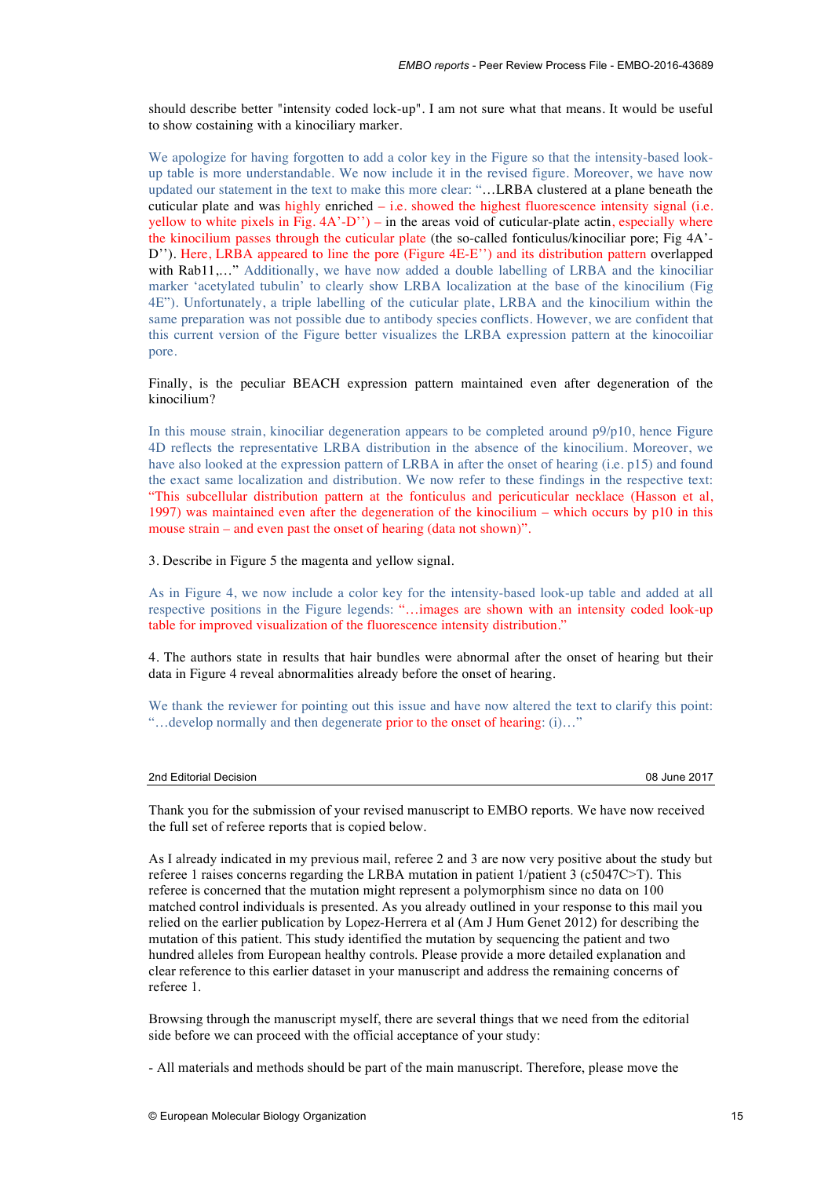should describe better "intensity coded lock-up". I am not sure what that means. It would be useful to show costaining with a kinociliary marker.

We apologize for having forgotten to add a color key in the Figure so that the intensity-based look-up table is more understandable. We now include it in the revised figure. Moreover, we have now updated our statement in the text to make this more clear: "…LRBA clustered at a plane beneath the cuticular plate and was highly enriched – i.e. showed the highest fluorescence intensity signal (i.e. yellow to white pixels in Fig. 4A'-D'') – in the areas void of cuticular-plate actin, especially where the kinocilium passes through the cuticular plate (the so-called fonticulus/kinociliar pore; Fig 4A'-D''). Here, LRBA appeared to line the pore (Figure 4E-E'') and its distribution pattern overlapped with Rab11,…" Additionally, we have now added a double labelling of LRBA and the kinociliar marker 'acetylated tubulin' to clearly show LRBA localization at the base of the kinocilium (Fig 4E''). Unfortunately, a triple labelling of the cuticular plate, LRBA and the kinocilium within the same preparation was not possible due to antibody species conflicts. However, we are confident that this current version of the Figure better visualizes the LRBA expression pattern at the kinocoiliar pore.

Finally, is the peculiar BEACH expression pattern maintained even after degeneration of the kinocilium?

In this mouse strain, kinociliar degeneration appears to be completed around p9/p10, hence Figure 4D reflects the representative LRBA distribution in the absence of the kinocilium. Moreover, we have also looked at the expression pattern of LRBA in after the onset of hearing (i.e. p15) and found the exact same localization and distribution. We now refer to these findings in the respective text: "This subcellular distribution pattern at the fonticulus and pericuticular necklace (Hasson et al, 1997) was maintained even after the degeneration of the kinocilium – which occurs by p10 in this mouse strain – and even past the onset of hearing (data not shown)".

3. Describe in Figure 5 the magenta and yellow signal.

As in Figure 4, we now include a color key for the intensity-based look-up table and added at all respective positions in the Figure legends: "…images are shown with an intensity coded look-up table for improved visualization of the fluorescence intensity distribution."

4. The authors state in results that hair bundles were abnormal after the onset of hearing but their data in Figure 4 reveal abnormalities already before the onset of hearing.

We thank the reviewer for pointing out this issue and have now altered the text to clarify this point: "…develop normally and then degenerate prior to the onset of hearing: (i)…"

## 2nd Editorial Decision — 08 June 2017

Thank you for the submission of your revised manuscript to EMBO reports. We have now received the full set of referee reports that is copied below.

As I already indicated in my previous mail, referee 2 and 3 are now very positive about the study but referee 1 raises concerns regarding the LRBA mutation in patient 1/patient 3 (c5047C>T). This referee is concerned that the mutation might represent a polymorphism since no data on 100 matched control individuals is presented. As you already outlined in your response to this mail you relied on the earlier publication by Lopez-Herrera et al (Am J Hum Genet 2012) for describing the mutation of this patient. This study identified the mutation by sequencing the patient and two hundred alleles from European healthy controls. Please provide a more detailed explanation and clear reference to this earlier dataset in your manuscript and address the remaining concerns of referee 1.

Browsing through the manuscript myself, there are several things that we need from the editorial side before we can proceed with the official acceptance of your study:

- All materials and methods should be part of the main manuscript. Therefore, please move the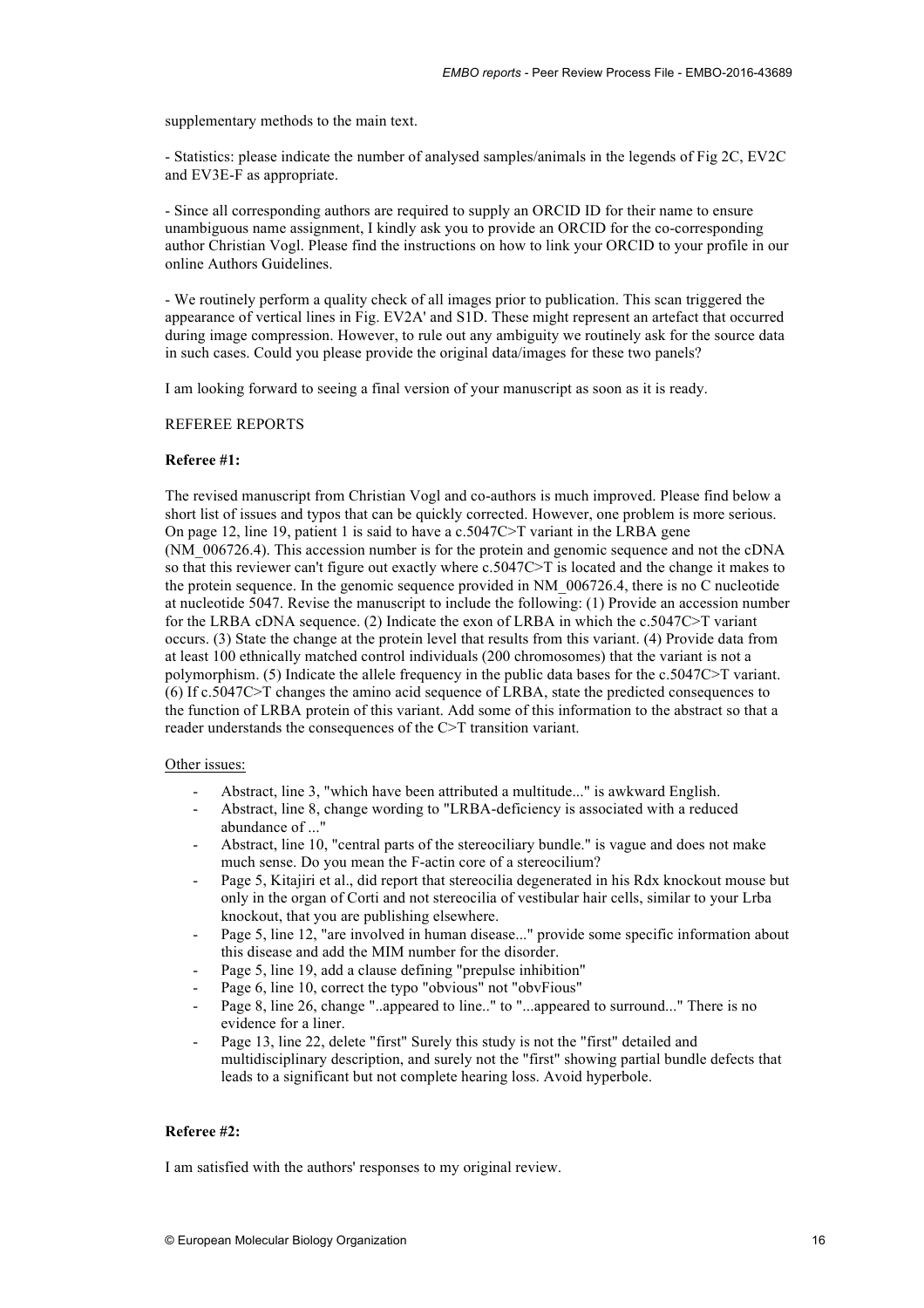supplementary methods to the main text.

- Statistics: please indicate the number of analysed samples/animals in the legends of Fig 2C, EV2C and EV3E-F as appropriate.

- Since all corresponding authors are required to supply an ORCID ID for their name to ensure unambiguous name assignment, I kindly ask you to provide an ORCID for the co-corresponding author Christian Vogl. Please find the instructions on how to link your ORCID to your profile in our online Authors Guidelines.

- We routinely perform a quality check of all images prior to publication. This scan triggered the appearance of vertical lines in Fig. EV2A' and S1D. These might represent an artefact that occurred during image compression. However, to rule out any ambiguity we routinely ask for the source data in such cases. Could you please provide the original data/images for these two panels?

I am looking forward to seeing a final version of your manuscript as soon as it is ready.

REFEREE REPORTS

**Referee #1:**

The revised manuscript from Christian Vogl and co-authors is much improved. Please find below a short list of issues and typos that can be quickly corrected. However, one problem is more serious. On page 12, line 19, patient 1 is said to have a c.5047C>T variant in the LRBA gene (NM_006726.4). This accession number is for the protein and genomic sequence and not the cDNA so that this reviewer can't figure out exactly where c.5047C>T is located and the change it makes to the protein sequence. In the genomic sequence provided in NM_006726.4, there is no C nucleotide at nucleotide 5047. Revise the manuscript to include the following: (1) Provide an accession number for the LRBA cDNA sequence. (2) Indicate the exon of LRBA in which the c.5047C>T variant occurs. (3) State the change at the protein level that results from this variant. (4) Provide data from at least 100 ethnically matched control individuals (200 chromosomes) that the variant is not a polymorphism. (5) Indicate the allele frequency in the public data bases for the c.5047C>T variant. (6) If c.5047C>T changes the amino acid sequence of LRBA, state the predicted consequences to the function of LRBA protein of this variant. Add some of this information to the abstract so that a reader understands the consequences of the C>T transition variant.

Other issues:

- Abstract, line 3, "which have been attributed a multitude..." is awkward English.
- Abstract, line 8, change wording to "LRBA-deficiency is associated with a reduced abundance of ..."
- Abstract, line 10, "central parts of the stereociliary bundle." is vague and does not make much sense. Do you mean the F-actin core of a stereocilium?
- Page 5, Kitajiri et al., did report that stereocilia degenerated in his Rdx knockout mouse but only in the organ of Corti and not stereocilia of vestibular hair cells, similar to your Lrba knockout, that you are publishing elsewhere.
- Page 5, line 12, "are involved in human disease..." provide some specific information about this disease and add the MIM number for the disorder.
- Page 5, line 19, add a clause defining "prepulse inhibition"
- Page 6, line 10, correct the typo "obvious" not "obvFious"
- Page 8, line 26, change "..appeared to line.." to "...appeared to surround..." There is no evidence for a liner.
- Page 13, line 22, delete "first" Surely this study is not the "first" detailed and multidisciplinary description, and surely not the "first" showing partial bundle defects that leads to a significant but not complete hearing loss. Avoid hyperbole.

**Referee #2:**

I am satisfied with the authors' responses to my original review.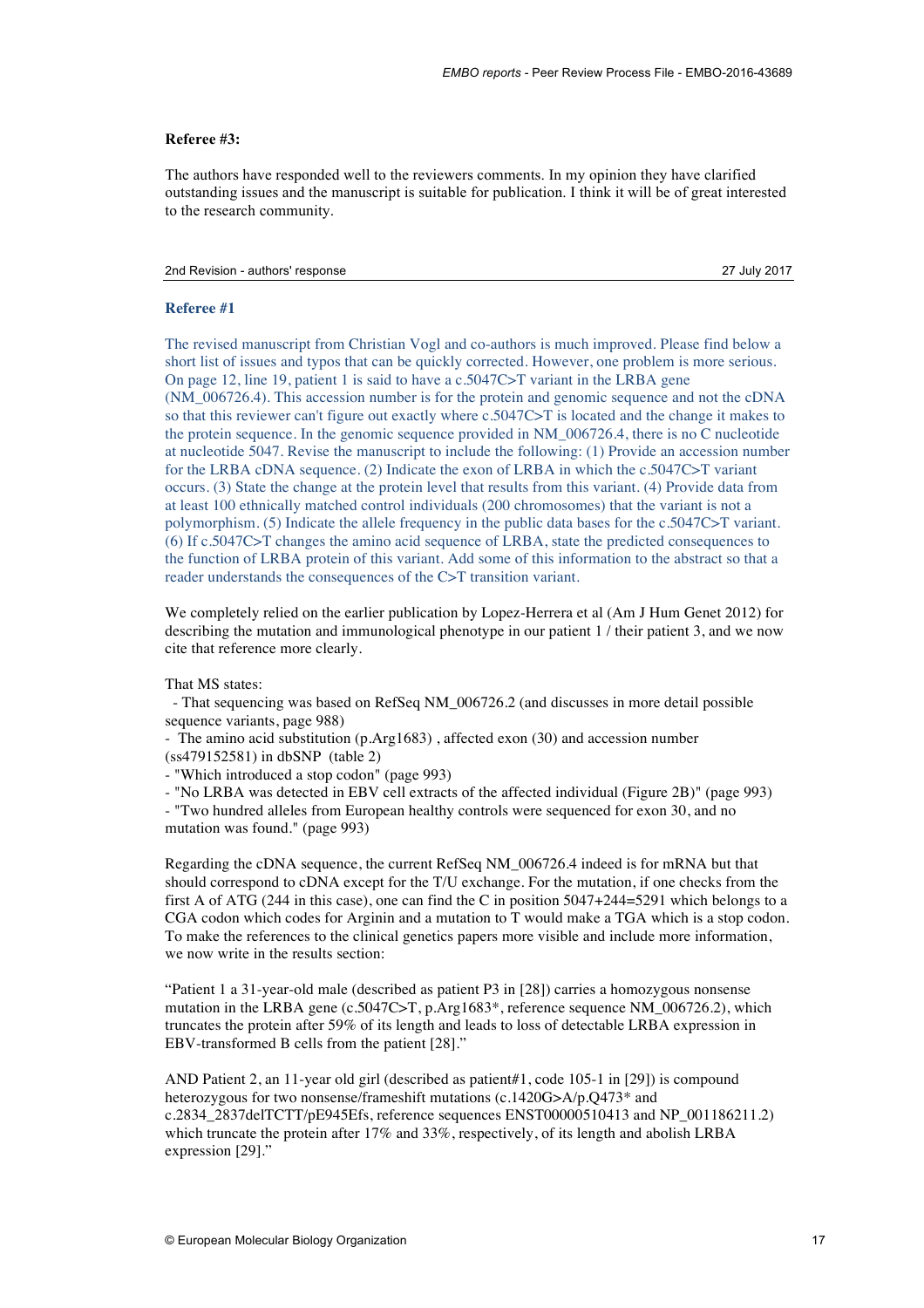**Referee #3:**

The authors have responded well to the reviewers comments. In my opinion they have clarified outstanding issues and the manuscript is suitable for publication. I think it will be of great interested to the research community.

2nd Revision - authors' response 27 July 2017

**Referee #1**

The revised manuscript from Christian Vogl and co-authors is much improved. Please find below a short list of issues and typos that can be quickly corrected. However, one problem is more serious. On page 12, line 19, patient 1 is said to have a c.5047C>T variant in the LRBA gene (NM_006726.4). This accession number is for the protein and genomic sequence and not the cDNA so that this reviewer can't figure out exactly where c.5047C>T is located and the change it makes to the protein sequence. In the genomic sequence provided in NM_006726.4, there is no C nucleotide at nucleotide 5047. Revise the manuscript to include the following: (1) Provide an accession number for the LRBA cDNA sequence. (2) Indicate the exon of LRBA in which the c.5047C>T variant occurs. (3) State the change at the protein level that results from this variant. (4) Provide data from at least 100 ethnically matched control individuals (200 chromosomes) that the variant is not a polymorphism. (5) Indicate the allele frequency in the public data bases for the c.5047C>T variant. (6) If c.5047C>T changes the amino acid sequence of LRBA, state the predicted consequences to the function of LRBA protein of this variant. Add some of this information to the abstract so that a reader understands the consequences of the C>T transition variant.

We completely relied on the earlier publication by Lopez-Herrera et al (Am J Hum Genet 2012) for describing the mutation and immunological phenotype in our patient 1 / their patient 3, and we now cite that reference more clearly.

That MS states:

- That sequencing was based on RefSeq NM_006726.2 (and discusses in more detail possible sequence variants, page 988)
- The amino acid substitution (p.Arg1683) , affected exon (30) and accession number (ss479152581) in dbSNP (table 2)
- "Which introduced a stop codon" (page 993)
- "No LRBA was detected in EBV cell extracts of the affected individual (Figure 2B)" (page 993)
- "Two hundred alleles from European healthy controls were sequenced for exon 30, and no mutation was found." (page 993)

Regarding the cDNA sequence, the current RefSeq NM_006726.4 indeed is for mRNA but that should correspond to cDNA except for the T/U exchange. For the mutation, if one checks from the first A of ATG (244 in this case), one can find the C in position 5047+244=5291 which belongs to a CGA codon which codes for Arginin and a mutation to T would make a TGA which is a stop codon. To make the references to the clinical genetics papers more visible and include more information, we now write in the results section:

"Patient 1 a 31-year-old male (described as patient P3 in [28]) carries a homozygous nonsense mutation in the LRBA gene (c.5047C>T, p.Arg1683*, reference sequence NM_006726.2), which truncates the protein after 59% of its length and leads to loss of detectable LRBA expression in EBV-transformed B cells from the patient [28]."

AND Patient 2, an 11-year old girl (described as patient#1, code 105-1 in [29]) is compound heterozygous for two nonsense/frameshift mutations (c.1420G>A/p.Q473* and c.2834_2837delTCTT/pE945Efs, reference sequences ENST00000510413 and NP_001186211.2) which truncate the protein after 17% and 33%, respectively, of its length and abolish LRBA expression [29]."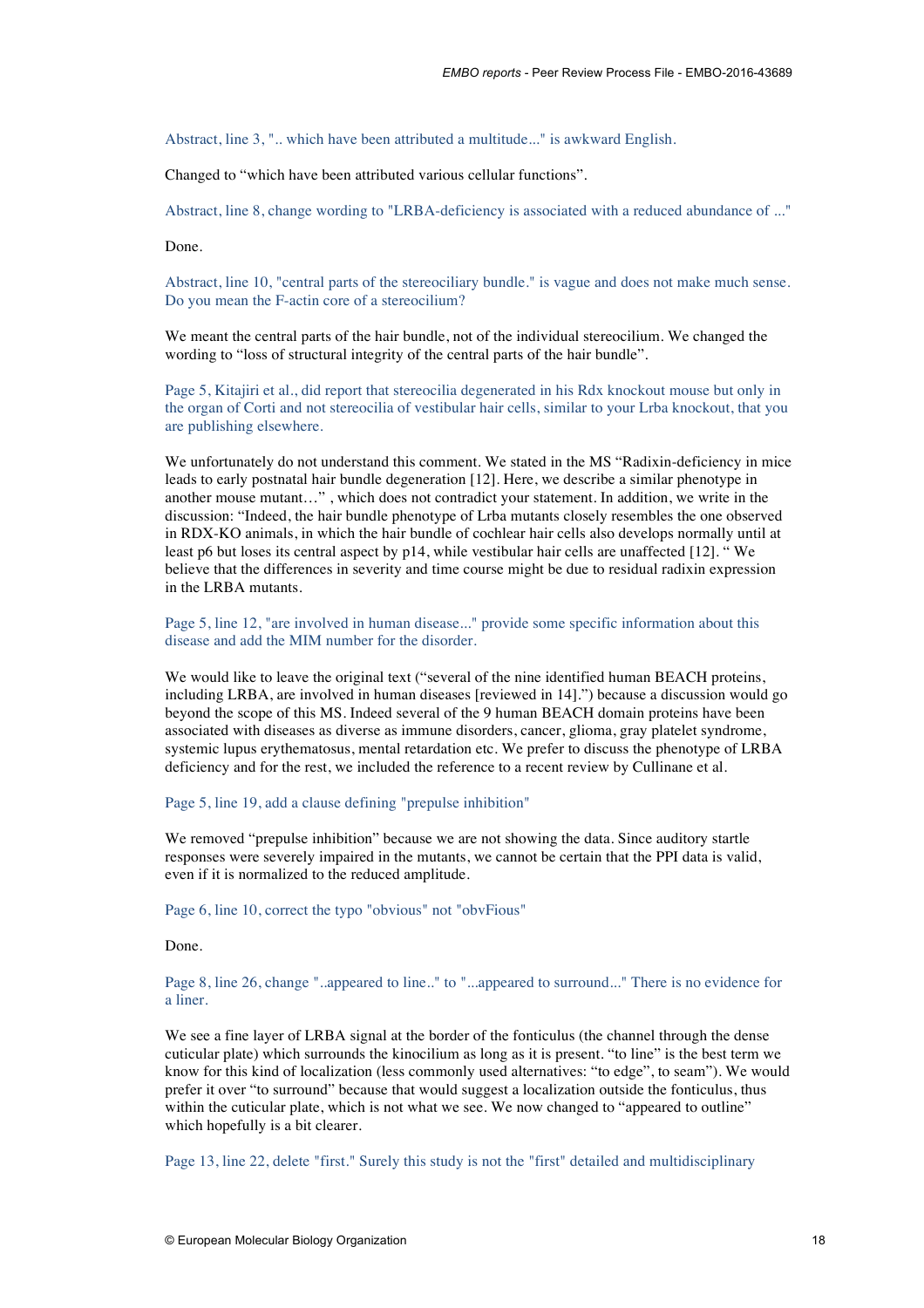Abstract, line 3, ".. which have been attributed a multitude..." is awkward English.

Changed to "which have been attributed various cellular functions".

Abstract, line 8, change wording to "LRBA-deficiency is associated with a reduced abundance of ..."

Done.

Abstract, line 10, "central parts of the stereociliary bundle." is vague and does not make much sense. Do you mean the F-actin core of a stereocilium?

We meant the central parts of the hair bundle, not of the individual stereocilium. We changed the wording to "loss of structural integrity of the central parts of the hair bundle".

Page 5, Kitajiri et al., did report that stereocilia degenerated in his Rdx knockout mouse but only in the organ of Corti and not stereocilia of vestibular hair cells, similar to your Lrba knockout, that you are publishing elsewhere.

We unfortunately do not understand this comment. We stated in the MS "Radixin-deficiency in mice leads to early postnatal hair bundle degeneration [12]. Here, we describe a similar phenotype in another mouse mutant…" , which does not contradict your statement. In addition, we write in the discussion: "Indeed, the hair bundle phenotype of Lrba mutants closely resembles the one observed in RDX-KO animals, in which the hair bundle of cochlear hair cells also develops normally until at least p6 but loses its central aspect by p14, while vestibular hair cells are unaffected [12]. " We believe that the differences in severity and time course might be due to residual radixin expression in the LRBA mutants.

Page 5, line 12, "are involved in human disease..." provide some specific information about this disease and add the MIM number for the disorder.

We would like to leave the original text ("several of the nine identified human BEACH proteins, including LRBA, are involved in human diseases [reviewed in 14].") because a discussion would go beyond the scope of this MS. Indeed several of the 9 human BEACH domain proteins have been associated with diseases as diverse as immune disorders, cancer, glioma, gray platelet syndrome, systemic lupus erythematosus, mental retardation etc. We prefer to discuss the phenotype of LRBA deficiency and for the rest, we included the reference to a recent review by Cullinane et al.

Page 5, line 19, add a clause defining "prepulse inhibition"

We removed "prepulse inhibition" because we are not showing the data. Since auditory startle responses were severely impaired in the mutants, we cannot be certain that the PPI data is valid, even if it is normalized to the reduced amplitude.

Page 6, line 10, correct the typo "obvious" not "obvFious"

Done.

Page 8, line 26, change "..appeared to line.." to "...appeared to surround..." There is no evidence for a liner.

We see a fine layer of LRBA signal at the border of the fonticulus (the channel through the dense cuticular plate) which surrounds the kinocilium as long as it is present. "to line" is the best term we know for this kind of localization (less commonly used alternatives: "to edge", to seam"). We would prefer it over "to surround" because that would suggest a localization outside the fonticulus, thus within the cuticular plate, which is not what we see. We now changed to "appeared to outline" which hopefully is a bit clearer.

Page 13, line 22, delete "first." Surely this study is not the "first" detailed and multidisciplinary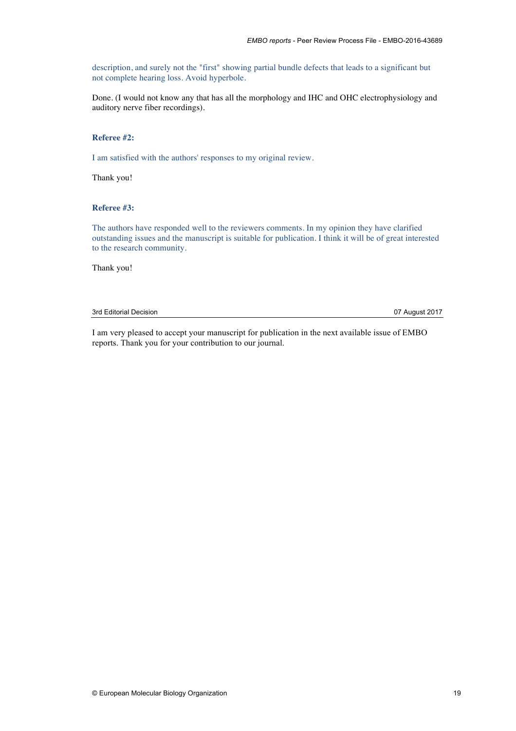description, and surely not the "first" showing partial bundle defects that leads to a significant but not complete hearing loss. Avoid hyperbole.

Done. (I would not know any that has all the morphology and IHC and OHC electrophysiology and auditory nerve fiber recordings).

**Referee #2:**

I am satisfied with the authors' responses to my original review.

Thank you!

**Referee #3:**

The authors have responded well to the reviewers comments. In my opinion they have clarified outstanding issues and the manuscript is suitable for publication. I think it will be of great interested to the research community.

Thank you!

3rd Editorial Decision — 07 August 2017

I am very pleased to accept your manuscript for publication in the next available issue of EMBO reports. Thank you for your contribution to our journal.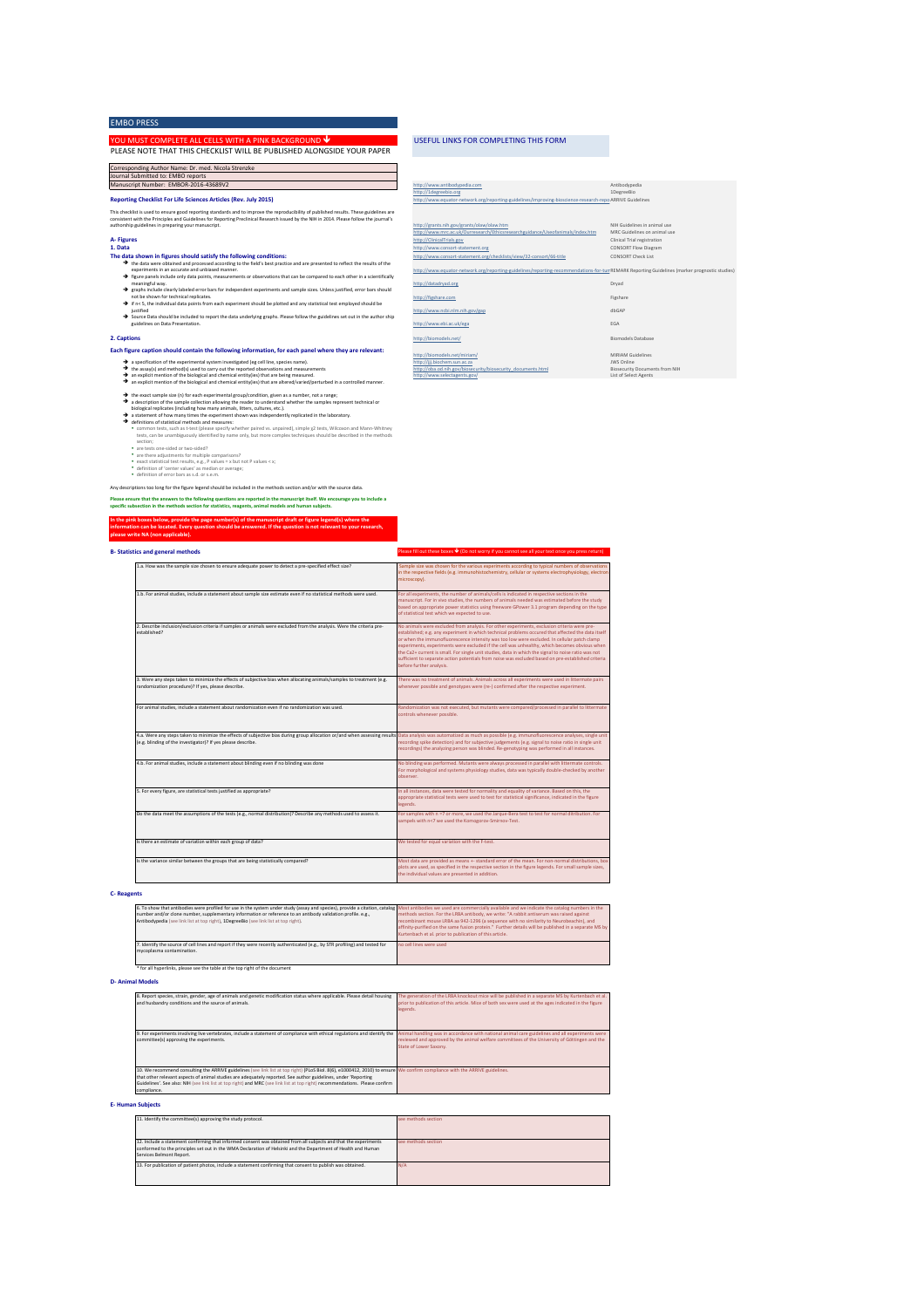EMBO PRESS

YOU MUST COMPLETE ALL CELLS WITH A PINK BACKGROUND ↓

PLEASE NOTE THAT THIS CHECKLIST WILL BE PUBLISHED ALONGSIDE YOUR PAPER

| |
|---|
| Corresponding Author Name: Dr. med. Nicola Strenzke |
| Journal Submitted to: EMBO reports |
| Manuscript Number: EMBOR-2016-43689V2 |

USEFUL LINKS FOR COMPLETING THIS FORM

| Link | Description |
|---|---|
| http://www.antibodypedia.com | Antibodypedia |
| http://1degreebio.org | 1DegreeBio |
| http://www.equator-network.org/reporting-guidelines/improving-bioscience-research-repo | ARRIVE Guidelines |
| http://grants.nih.gov/grants/olaw/olaw.htm | NIH Guidelines in animal use |
| http://www.mrc.ac.uk/Ourresearch/Ethicsresearchguidance/Useofanimals/index.htm | MRC Guidelines on animal use |
| http://ClinicalTrials.gov | Clinical Trial registration |
| http://www.consort-statement.org | CONSORT Flow Diagram |
| http://www.consort-statement.org/checklists/view/32-consort/66-title | CONSORT Check List |
| http://www.equator-network.org/reporting-guidelines/reporting-recommendations-for-tum | REMARK Reporting Guidelines (marker prognostic studies) |
| http://datadryad.org | Dryad |
| http://figshare.com | Figshare |
| http://www.ncbi.nlm.nih.gov/gap | dbGAP |
| http://www.ebi.ac.uk/ega | EGA |
| http://biomodels.net/ | Biomodels Database |
| http://biomodels.net/miriam/ | MIRIAM Guidelines |
| http://jjj.biochem.sun.ac.za | JWS Online |
| http://oba.od.nih.gov/biosecurity/biosecurity_documents.html | Biosecurity Documents from NIH |
| http://www.selectagents.gov/ | List of Select Agents |

## Reporting Checklist For Life Sciences Articles (Rev. July 2015)

This checklist is used to ensure good reporting standards and to improve the reproducibility of published results. These guidelines are consistent with the Principles and Guidelines for Reporting Preclinical Research issued by the NIH in 2014. Please follow the journal's authorship guidelines in preparing your manuscript.

### A- Figures

#### 1. Data

**The data shown in figures should satisfy the following conditions:**

- ➔ the data were obtained and processed according to the field's best practice and are presented to reflect the results of the experiments in an accurate and unbiased manner.
- ➔ figure panels include only data points, measurements or observations that can be compared to each other in a scientifically meaningful way.
- ➔ graphs include clearly labeled error bars for independent experiments and sample sizes. Unless justified, error bars should not be shown for technical replicates.
- ➔ if n< 5, the individual data points from each experiment should be plotted and any statistical test employed should be justified
- ➔ Source Data should be included to report the data underlying graphs. Please follow the guidelines set out in the author ship guidelines on Data Presentation.

#### 2. Captions

**Each figure caption should contain the following information, for each panel where they are relevant:**

- ➔ a specification of the experimental system investigated (eg cell line, species name).
- ➔ the assay(s) and method(s) used to carry out the reported observations and measurements
- ➔ an explicit mention of the biological and chemical entity(ies) that are being measured.
- ➔ an explicit mention of the biological and chemical entity(ies) that are altered/varied/perturbed in a controlled manner.
- ➔ the exact sample size (n) for each experimental group/condition, given as a number, not a range;
- ➔ a description of the sample collection allowing the reader to understand whether the samples represent technical or biological replicates (including how many animals, litters, cultures, etc.).
- ➔ a statement of how many times the experiment shown was independently replicated in the laboratory.
- ➔ definitions of statistical methods and measures:
  - common tests, such as t-test (please specify whether paired vs. unpaired), simple χ2 tests, Wilcoxon and Mann-Whitney tests, can be unambiguously identified by name only, but more complex techniques should be described in the methods section;
  - are tests one-sided or two-sided?
  - are there adjustments for multiple comparisons?
  - exact statistical test results, e.g., P values = x but not P values < x;
  - definition of 'center values' as median or average;
  - definition of error bars as s.d. or s.e.m.

Any descriptions too long for the figure legend should be included in the methods section and/or with the source data.

**Please ensure that the answers to the following questions are reported in the manuscript itself. We encourage you to include a specific subsection in the methods section for statistics, reagents, animal models and human subjects.**

**In the pink boxes below, provide the page number(s) of the manuscript draft or figure legend(s) where the information can be located. Every question should be answered. If the question is not relevant to your research, please write NA (non applicable).**

### B- Statistics and general methods

Please fill out these boxes ↓ (Do not worry if you cannot see all your text once you press return)

| Question | Answer |
|---|---|
| 1.a. How was the sample size chosen to ensure adequate power to detect a pre-specified effect size? | Sample size was chosen for the various experiments according to typical numbers of observations in the respective fields (e.g. immunohistochemistry, cellular or systems electrophysiology, electron microscopy). |
| 1.b. For animal studies, include a statement about sample size estimate even if no statistical methods were used. | For all experiments, the number of animals/cells is indicated in respective sections in the manuscript. For in vivo studies, the numbers of animals needed was estimated before the study based on appropriate power statistics using freeware GPower 3.1 program depending on the type of statistical test which we expected to use. |
| 2. Describe inclusion/exclusion criteria if samples or animals were excluded from the analysis. Were the criteria pre-established? | No animals were excluded from analysis. For other experiments, exclusion criteria were pre-established; e.g. any experiment in which technical problems occured that affected the data itself or when the immunofluorescence intensity was too low were excluded. In cellular patch clamp experiments, experiments were excluded if the cell was unhealthy, which becomes obvious when the Ca2+ current is small. For single unit studies, data in which the signal to noise ratio was not sufficient to separate action potentials from noise was excluded based on pre-established criteria before further analysis. |
| 3. Were any steps taken to minimize the effects of subjective bias when allocating animals/samples to treatment (e.g. randomization procedure)? If yes, please describe. | There was no treatment of animals. Animals across all experiments were used in littermate pairs whenever possible and genotypes were (re-) confirmed after the respective experiment. |
| For animal studies, include a statement about randomization even if no randomization was used. | Randomization was not executed, but mutants were compared/processed in parallel to littermate controls whenever possible. |
| 4.a. Were any steps taken to minimize the effects of subjective bias during group allocation or/and when assessing results (e.g. blinding of the investigator)? If yes please describe. | Data analysis was automatized as much as possible (e.g. immunofluorescence analyses, single unit recording spike detection) and for subjective judgements (e.g. signal to noise ratio in single unit recordings) the analyzing person was blinded. Re-genotyping was performed in all instances. |
| 4.b. For animal studies, include a statement about blinding even if no blinding was done | No blinding was performed. Mutants were always processed in parallel with littermate controls. For morphological and systems physiology studies, data was typically double-checked by another observer. |
| 5. For every figure, are statistical tests justified as appropriate? | In all instances, data were tested for normality and equality of variance. Based on this, the appropriate statistical tests were used to test for statistical significance, indicated in the figure legends. |
| Do the data meet the assumptions of the tests (e.g., normal distribution)? Describe any methods used to assess it. | For samples with n <7 or more, we used the Jarque-Bera test to test for normal distribution. For sampels with n<7 we used the Komogorov-Smirnov-Test. |
| Is there an estimate of variation within each group of data? | We tested for equal variation with the F-test. |
| Is the variance similar between the groups that are being statistically compared? | Most data are provided as means +- standard error of the mean. For non-normal distributions, box plots are used, as specified in the respective section in the figure legends. For small sample sizes, the individual values are presented in addition. |

### C- Reagents

| Question | Answer |
|---|---|
| 6. To show that antibodies were profiled for use in the system under study (assay and species), provide a citation, catalog number and/or clone number, supplementary information or reference to an antibody validation profile. e.g., Antibodypedia (see link list at top right), 1DegreeBio (see link list at top right). | Most antibodies we used are commercially available and we indicate the catalog numbers in the methods section. For the LRBA antibody, we write: "A rabbit antiserum was raised against recombinant mouse LRBA aa 942-1296 (a sequence with no similarity to Neurobeachin), and affinity-purified on the same fusion protein." Further details will be published in a separate MS by Kurtenbach et al. prior to publication of this article. |
| 7. Identify the source of cell lines and report if they were recently authenticated (e.g., by STR profiling) and tested for mycoplasma contamination. | no cell lines were used |

\* for all hyperlinks, please see the table at the top right of the document

### D- Animal Models

| Question | Answer |
|---|---|
| 8. Report species, strain, gender, age of animals and genetic modification status where applicable. Please detail housing and husbandry conditions and the source of animals. | The generation of the LRBA knockout mice will be published in a separate MS by Kurtenbach et al. prior to publication of this article. Mice of both sex were used at the ages indicated in the figure legends. |
| 9. For experiments involving live vertebrates, include a statement of compliance with ethical regulations and identify the committee(s) approving the experiments. | Animal handling was in accordance with national animal care guidelines and all experiments were reviewed and approved by the animal welfare committees of the University of Göttingen and the State of Lower Saxony. |
| 10. We recommend consulting the ARRIVE guidelines (see link list at top right) (PLoS Biol. 8(6), e1000412, 2010) to ensure that other relevant aspects of animal studies are adequately reported. See author guidelines, under 'Reporting Guidelines'. See also: NIH (see link list at top right) and MRC (see link list at top right) recommendations. Please confirm compliance. | We confirm compliance with the ARRIVE guidelines. |

### E- Human Subjects

| Question | Answer |
|---|---|
| 11. Identify the committee(s) approving the study protocol. | see methods section |
| 12. Include a statement confirming that informed consent was obtained from all subjects and that the experiments conformed to the principles set out in the WMA Declaration of Helsinki and the Department of Health and Human Services Belmont Report. | see methods section |
| 13. For publication of patient photos, include a statement confirming that consent to publish was obtained. | N/A |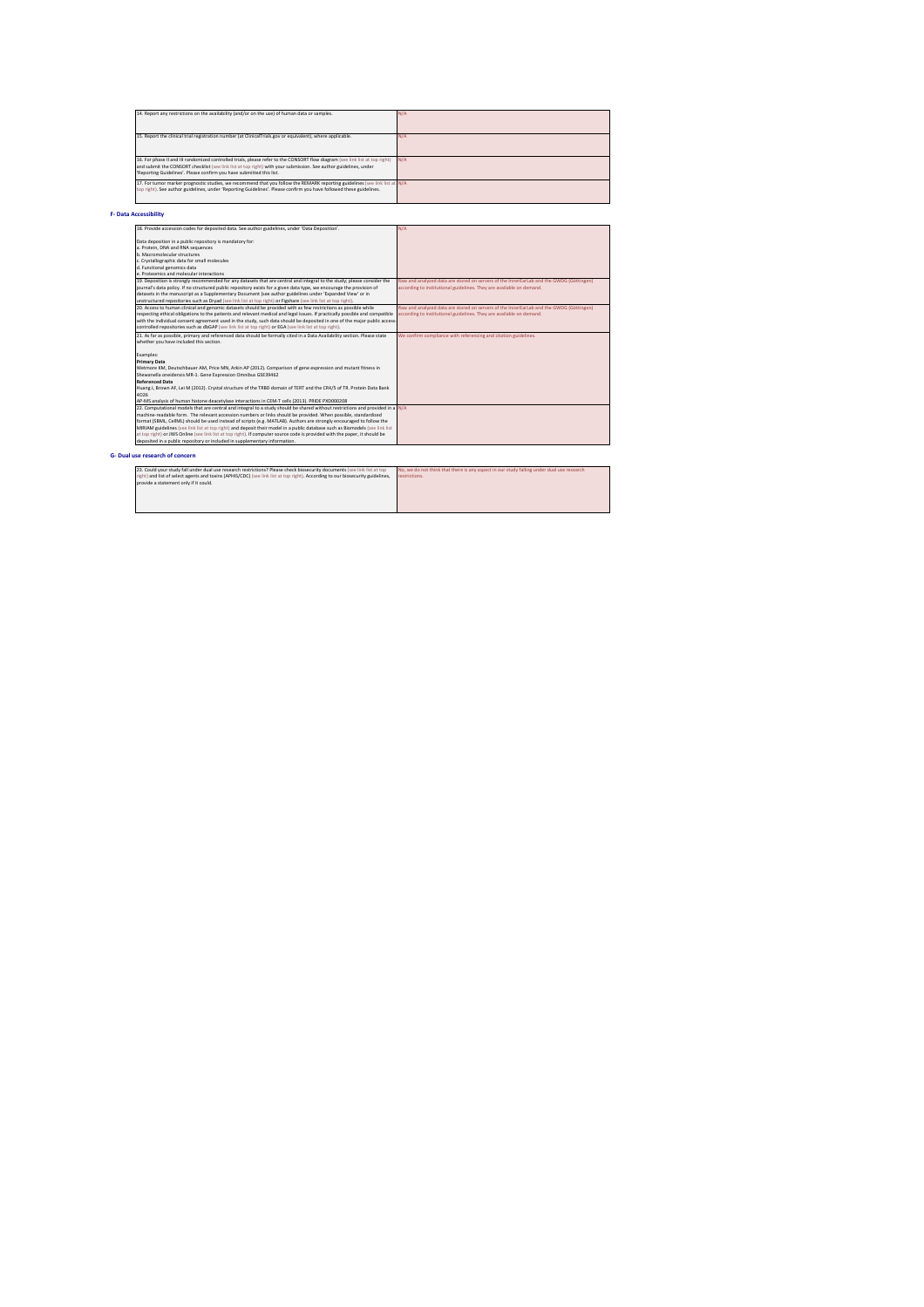| | |
|---|---|
| 14. Report any restrictions on the availability (and/or on the use) of human data or samples. | N/A |
| 15. Report the clinical trial registration number (at ClinicalTrials.gov or equivalent), where applicable. | N/A |
| 16. For phase II and III randomized controlled trials, please refer to the CONSORT flow diagram (see link list at top right) and submit the CONSORT checklist (see link list at top right) with your submission. See author guidelines, under 'Reporting Guidelines'. Please confirm you have submitted this list. | N/A |
| 17. For tumor marker prognostic studies, we recommend that you follow the REMARK reporting guidelines (see link list at top right). See author guidelines, under 'Reporting Guidelines'. Please confirm you have followed these guidelines. | N/A |

**F- Data Accessibility**

| | |
|---|---|
| 18. Provide accession codes for deposited data. See author guidelines, under 'Data Deposition'.<br><br>Data deposition in a public repository is mandatory for:<br>a. Protein, DNA and RNA sequences<br>b. Macromolecular structures<br>c. Crystallographic data for small molecules<br>d. Functional genomics data<br>e. Proteomics and molecular interactions | N/A |
| 19. Deposition is strongly recommended for any datasets that are central and integral to the study; please consider the journal's data policy. If no structured public repository exists for a given data type, we encourage the provision of datasets in the manuscript as a Supplementary Document (see author guidelines under 'Expanded View' or in unstructured repositories such as Dryad (see link list at top right) or Figshare (see link list at top right). | Raw and analyzed data are stored on servers of the InnerEarLab and the GWDG (Göttingen) according to institutional guidelines. They are available on demand. |
| 20. Access to human clinical and genomic datasets should be provided with as few restrictions as possible while respecting ethical obligations to the patients and relevant medical and legal issues. If practically possible and compatible with the individual consent agreement used in the study, such data should be deposited in one of the major public access-controlled repositories such as dbGAP (see link list at top right) or EGA (see link list at top right). | Raw and analyzed data are stored on servers of the InnerEarLab and the GWDG (Göttingen) according to institutional guidelines. They are available on demand. |
| 21. As far as possible, primary and referenced data should be formally cited in a Data Availability section. Please state whether you have included this section.<br><br>Examples:<br>**Primary Data**<br>Wetmore KM, Deutschbauer AM, Price MN, Arkin AP (2012). Comparison of gene expression and mutant fitness in Shewanella oneidensis MR-1. Gene Expression Omnibus GSE39462<br>**Referenced Data**<br>Huang J, Brown AF, Lei M (2012). Crystal structure of the TRBD domain of TERT and the CR4/5 of TR. Protein Data Bank 4O26<br>AP-MS analysis of human histone deacetylase interactions in CEM-T cells (2013). PRIDE PXD000208 | We confirm compliance with referencing and citation guidelines. |
| 22. Computational models that are central and integral to a study should be shared without restrictions and provided in a machine-readable form. The relevant accession numbers or links should be provided. When possible, standardized format (SBML, CellML) should be used instead of scripts (e.g. MATLAB). Authors are strongly encouraged to follow the MIRIAM guidelines (see link list at top right) and deposit their model in a public database such as Biomodels (see link list at top right) or JWS Online (see link list at top right). If computer source code is provided with the paper, it should be deposited in a public repository or included in supplementary information. | N/A |

**G- Dual use research of concern**

| | |
|---|---|
| 23. Could your study fall under dual use research restrictions? Please check biosecurity documents (see link list at top right) and list of select agents and toxins (APHIS/CDC) (see link list at top right). According to our biosecurity guidelines, provide a statement only if it could. | No, we do not think that there is any aspect in our study falling under dual use research restrictions. |